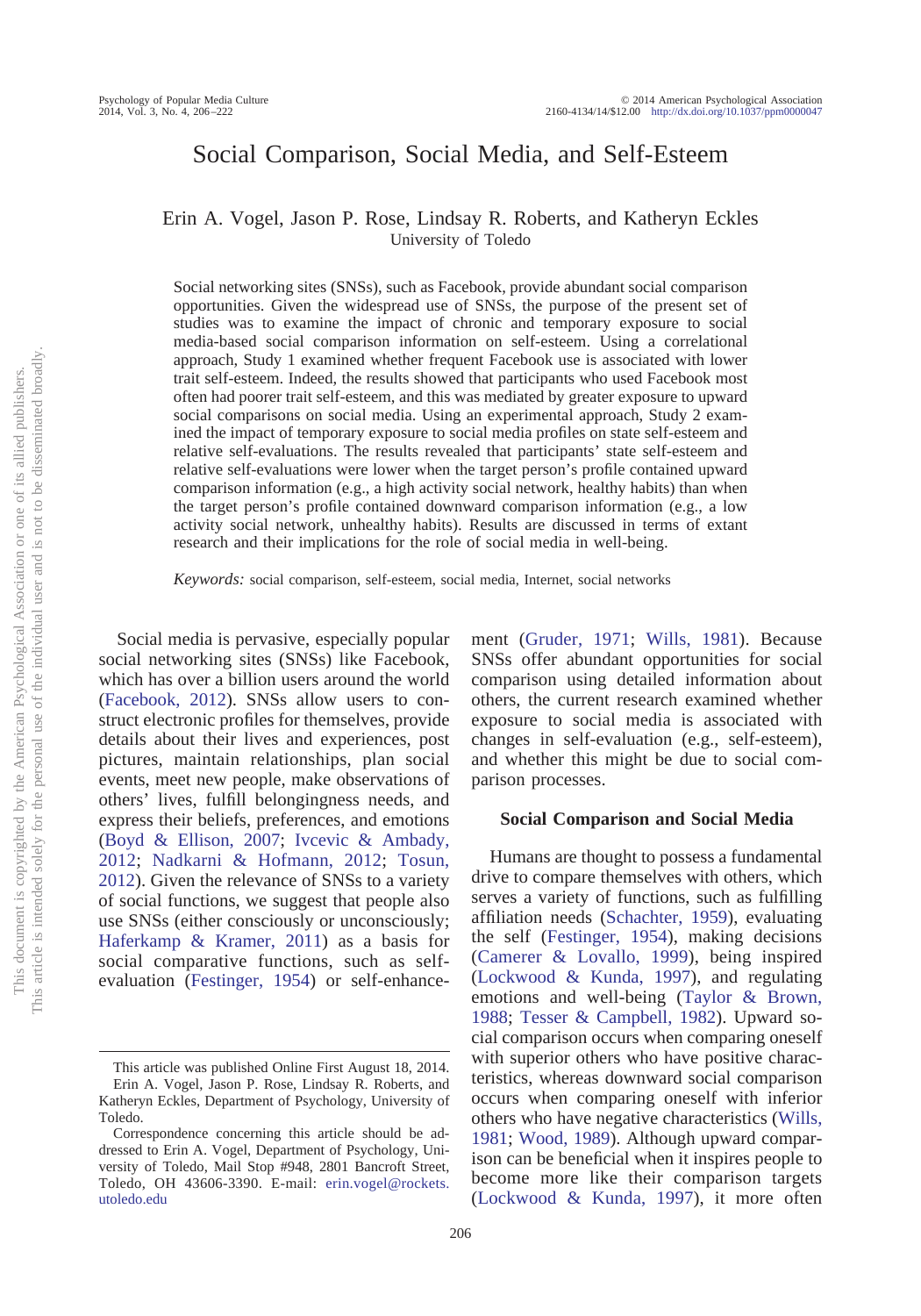# Social Comparison, Social Media, and Self-Esteem

Erin A. Vogel, Jason P. Rose, Lindsay R. Roberts, and Katheryn Eckles
University of Toledo

Social networking sites (SNSs), such as Facebook, provide abundant social comparison opportunities. Given the widespread use of SNSs, the purpose of the present set of studies was to examine the impact of chronic and temporary exposure to social media-based social comparison information on self-esteem. Using a correlational approach, Study 1 examined whether frequent Facebook use is associated with lower trait self-esteem. Indeed, the results showed that participants who used Facebook most often had poorer trait self-esteem, and this was mediated by greater exposure to upward social comparisons on social media. Using an experimental approach, Study 2 examined the impact of temporary exposure to social media profiles on state self-esteem and relative self-evaluations. The results revealed that participants' state self-esteem and relative self-evaluations were lower when the target person's profile contained upward comparison information (e.g., a high activity social network, healthy habits) than when the target person's profile contained downward comparison information (e.g., a low activity social network, unhealthy habits). Results are discussed in terms of extant research and their implications for the role of social media in well-being.

*Keywords:* social comparison, self-esteem, social media, Internet, social networks

Social media is pervasive, especially popular social networking sites (SNSs) like Facebook, which has over a billion users around the world (Facebook, 2012). SNSs allow users to construct electronic profiles for themselves, provide details about their lives and experiences, post pictures, maintain relationships, plan social events, meet new people, make observations of others' lives, fulfill belongingness needs, and express their beliefs, preferences, and emotions (Boyd & Ellison, 2007; Ivcevic & Ambady, 2012; Nadkarni & Hofmann, 2012; Tosun, 2012). Given the relevance of SNSs to a variety of social functions, we suggest that people also use SNSs (either consciously or unconsciously; Haferkamp & Kramer, 2011) as a basis for social comparative functions, such as self-evaluation (Festinger, 1954) or self-enhancement (Gruder, 1971; Wills, 1981). Because SNSs offer abundant opportunities for social comparison using detailed information about others, the current research examined whether exposure to social media is associated with changes in self-evaluation (e.g., self-esteem), and whether this might be due to social comparison processes.

## Social Comparison and Social Media

Humans are thought to possess a fundamental drive to compare themselves with others, which serves a variety of functions, such as fulfilling affiliation needs (Schachter, 1959), evaluating the self (Festinger, 1954), making decisions (Camerer & Lovallo, 1999), being inspired (Lockwood & Kunda, 1997), and regulating emotions and well-being (Taylor & Brown, 1988; Tesser & Campbell, 1982). Upward social comparison occurs when comparing oneself with superior others who have positive characteristics, whereas downward social comparison occurs when comparing oneself with inferior others who have negative characteristics (Wills, 1981; Wood, 1989). Although upward comparison can be beneficial when it inspires people to become more like their comparison targets (Lockwood & Kunda, 1997), it more often

This article was published Online First August 18, 2014.

Erin A. Vogel, Jason P. Rose, Lindsay R. Roberts, and Katheryn Eckles, Department of Psychology, University of Toledo.

Correspondence concerning this article should be addressed to Erin A. Vogel, Department of Psychology, University of Toledo, Mail Stop #948, 2801 Bancroft Street, Toledo, OH 43606-3390. E-mail: erin.vogel@rockets.utoledo.edu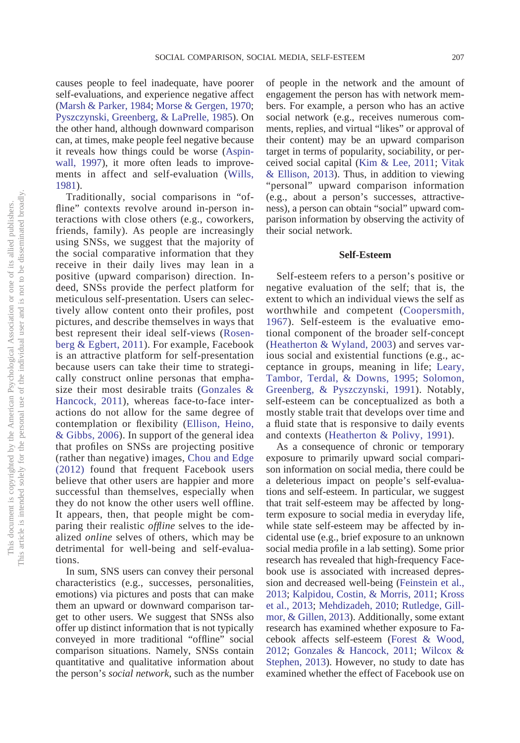causes people to feel inadequate, have poorer self-evaluations, and experience negative affect (Marsh & Parker, 1984; Morse & Gergen, 1970; Pyszczynski, Greenberg, & LaPrelle, 1985). On the other hand, although downward comparison can, at times, make people feel negative because it reveals how things could be worse (Aspinwall, 1997), it more often leads to improvements in affect and self-evaluation (Wills, 1981).

Traditionally, social comparisons in "offline" contexts revolve around in-person interactions with close others (e.g., coworkers, friends, family). As people are increasingly using SNSs, we suggest that the majority of the social comparative information that they receive in their daily lives may lean in a positive (upward comparison) direction. Indeed, SNSs provide the perfect platform for meticulous self-presentation. Users can selectively allow content onto their profiles, post pictures, and describe themselves in ways that best represent their ideal self-views (Rosenberg & Egbert, 2011). For example, Facebook is an attractive platform for self-presentation because users can take their time to strategically construct online personas that emphasize their most desirable traits (Gonzales & Hancock, 2011), whereas face-to-face interactions do not allow for the same degree of contemplation or flexibility (Ellison, Heino, & Gibbs, 2006). In support of the general idea that profiles on SNSs are projecting positive (rather than negative) images, Chou and Edge (2012) found that frequent Facebook users believe that other users are happier and more successful than themselves, especially when they do not know the other users well offline. It appears, then, that people might be comparing their realistic *offline* selves to the idealized *online* selves of others, which may be detrimental for well-being and self-evaluations.

In sum, SNS users can convey their personal characteristics (e.g., successes, personalities, emotions) via pictures and posts that can make them an upward or downward comparison target to other users. We suggest that SNSs also offer up distinct information that is not typically conveyed in more traditional "offline" social comparison situations. Namely, SNSs contain quantitative and qualitative information about the person's *social network*, such as the number of people in the network and the amount of engagement the person has with network members. For example, a person who has an active social network (e.g., receives numerous comments, replies, and virtual "likes" or approval of their content) may be an upward comparison target in terms of popularity, sociability, or perceived social capital (Kim & Lee, 2011; Vitak & Ellison, 2013). Thus, in addition to viewing "personal" upward comparison information (e.g., about a person's successes, attractiveness), a person can obtain "social" upward comparison information by observing the activity of their social network.

## Self-Esteem

Self-esteem refers to a person's positive or negative evaluation of the self; that is, the extent to which an individual views the self as worthwhile and competent (Coopersmith, 1967). Self-esteem is the evaluative emotional component of the broader self-concept (Heatherton & Wyland, 2003) and serves various social and existential functions (e.g., acceptance in groups, meaning in life; Leary, Tambor, Terdal, & Downs, 1995; Solomon, Greenberg, & Pyszczynski, 1991). Notably, self-esteem can be conceptualized as both a mostly stable trait that develops over time and a fluid state that is responsive to daily events and contexts (Heatherton & Polivy, 1991).

As a consequence of chronic or temporary exposure to primarily upward social comparison information on social media, there could be a deleterious impact on people's self-evaluations and self-esteem. In particular, we suggest that trait self-esteem may be affected by long-term exposure to social media in everyday life, while state self-esteem may be affected by incidental use (e.g., brief exposure to an unknown social media profile in a lab setting). Some prior research has revealed that high-frequency Facebook use is associated with increased depression and decreased well-being (Feinstein et al., 2013; Kalpidou, Costin, & Morris, 2011; Kross et al., 2013; Mehdizadeh, 2010; Rutledge, Gillmor, & Gillen, 2013). Additionally, some extant research has examined whether exposure to Facebook affects self-esteem (Forest & Wood, 2012; Gonzales & Hancock, 2011; Wilcox & Stephen, 2013). However, no study to date has examined whether the effect of Facebook use on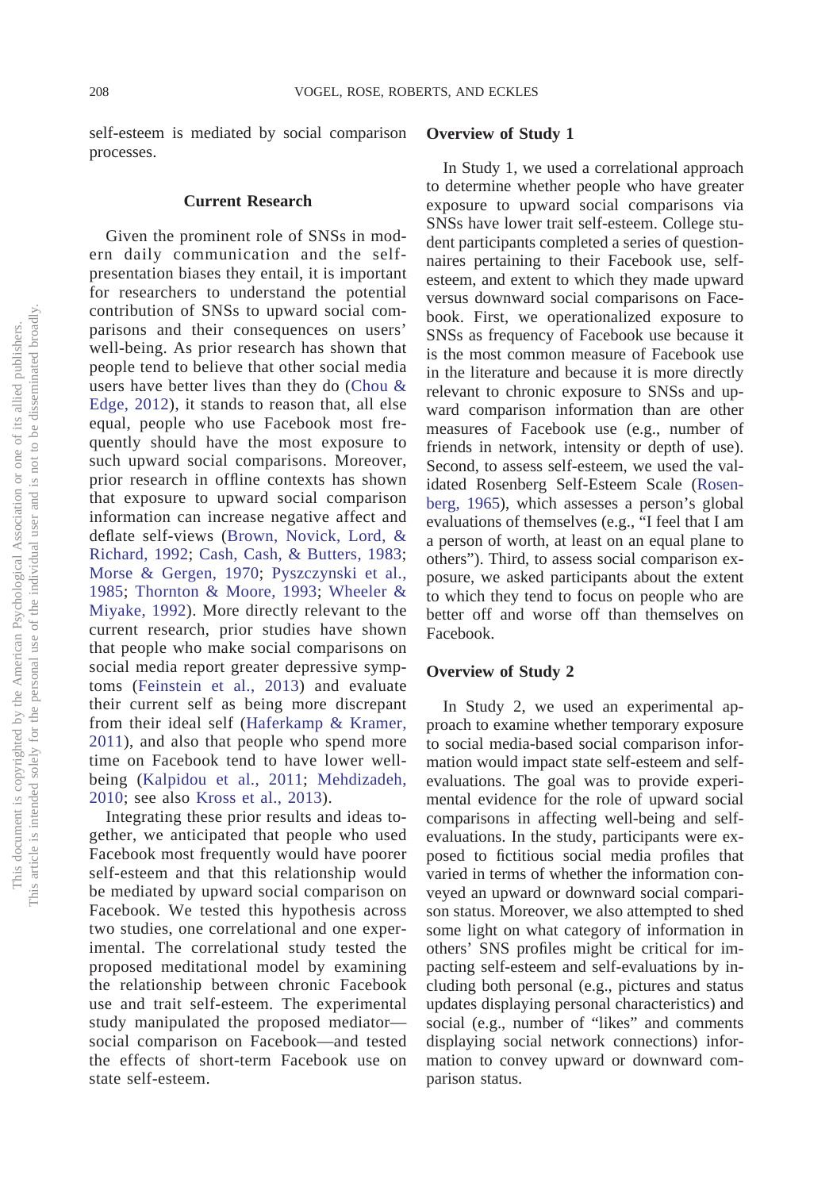self-esteem is mediated by social comparison processes.

## Current Research

Given the prominent role of SNSs in modern daily communication and the self-presentation biases they entail, it is important for researchers to understand the potential contribution of SNSs to upward social comparisons and their consequences on users' well-being. As prior research has shown that people tend to believe that other social media users have better lives than they do (Chou & Edge, 2012), it stands to reason that, all else equal, people who use Facebook most frequently should have the most exposure to such upward social comparisons. Moreover, prior research in offline contexts has shown that exposure to upward social comparison information can increase negative affect and deflate self-views (Brown, Novick, Lord, & Richard, 1992; Cash, Cash, & Butters, 1983; Morse & Gergen, 1970; Pyszczynski et al., 1985; Thornton & Moore, 1993; Wheeler & Miyake, 1992). More directly relevant to the current research, prior studies have shown that people who make social comparisons on social media report greater depressive symptoms (Feinstein et al., 2013) and evaluate their current self as being more discrepant from their ideal self (Haferkamp & Kramer, 2011), and also that people who spend more time on Facebook tend to have lower well-being (Kalpidou et al., 2011; Mehdizadeh, 2010; see also Kross et al., 2013).

Integrating these prior results and ideas together, we anticipated that people who used Facebook most frequently would have poorer self-esteem and that this relationship would be mediated by upward social comparison on Facebook. We tested this hypothesis across two studies, one correlational and one experimental. The correlational study tested the proposed meditational model by examining the relationship between chronic Facebook use and trait self-esteem. The experimental study manipulated the proposed mediator—social comparison on Facebook—and tested the effects of short-term Facebook use on state self-esteem.

### Overview of Study 1

In Study 1, we used a correlational approach to determine whether people who have greater exposure to upward social comparisons via SNSs have lower trait self-esteem. College student participants completed a series of questionnaires pertaining to their Facebook use, self-esteem, and extent to which they made upward versus downward social comparisons on Facebook. First, we operationalized exposure to SNSs as frequency of Facebook use because it is the most common measure of Facebook use in the literature and because it is more directly relevant to chronic exposure to SNSs and upward comparison information than are other measures of Facebook use (e.g., number of friends in network, intensity or depth of use). Second, to assess self-esteem, we used the validated Rosenberg Self-Esteem Scale (Rosenberg, 1965), which assesses a person's global evaluations of themselves (e.g., "I feel that I am a person of worth, at least on an equal plane to others"). Third, to assess social comparison exposure, we asked participants about the extent to which they tend to focus on people who are better off and worse off than themselves on Facebook.

### Overview of Study 2

In Study 2, we used an experimental approach to examine whether temporary exposure to social media-based social comparison information would impact state self-esteem and self-evaluations. The goal was to provide experimental evidence for the role of upward social comparisons in affecting well-being and self-evaluations. In the study, participants were exposed to fictitious social media profiles that varied in terms of whether the information conveyed an upward or downward social comparison status. Moreover, we also attempted to shed some light on what category of information in others' SNS profiles might be critical for impacting self-esteem and self-evaluations by including both personal (e.g., pictures and status updates displaying personal characteristics) and social (e.g., number of "likes" and comments displaying social network connections) information to convey upward or downward comparison status.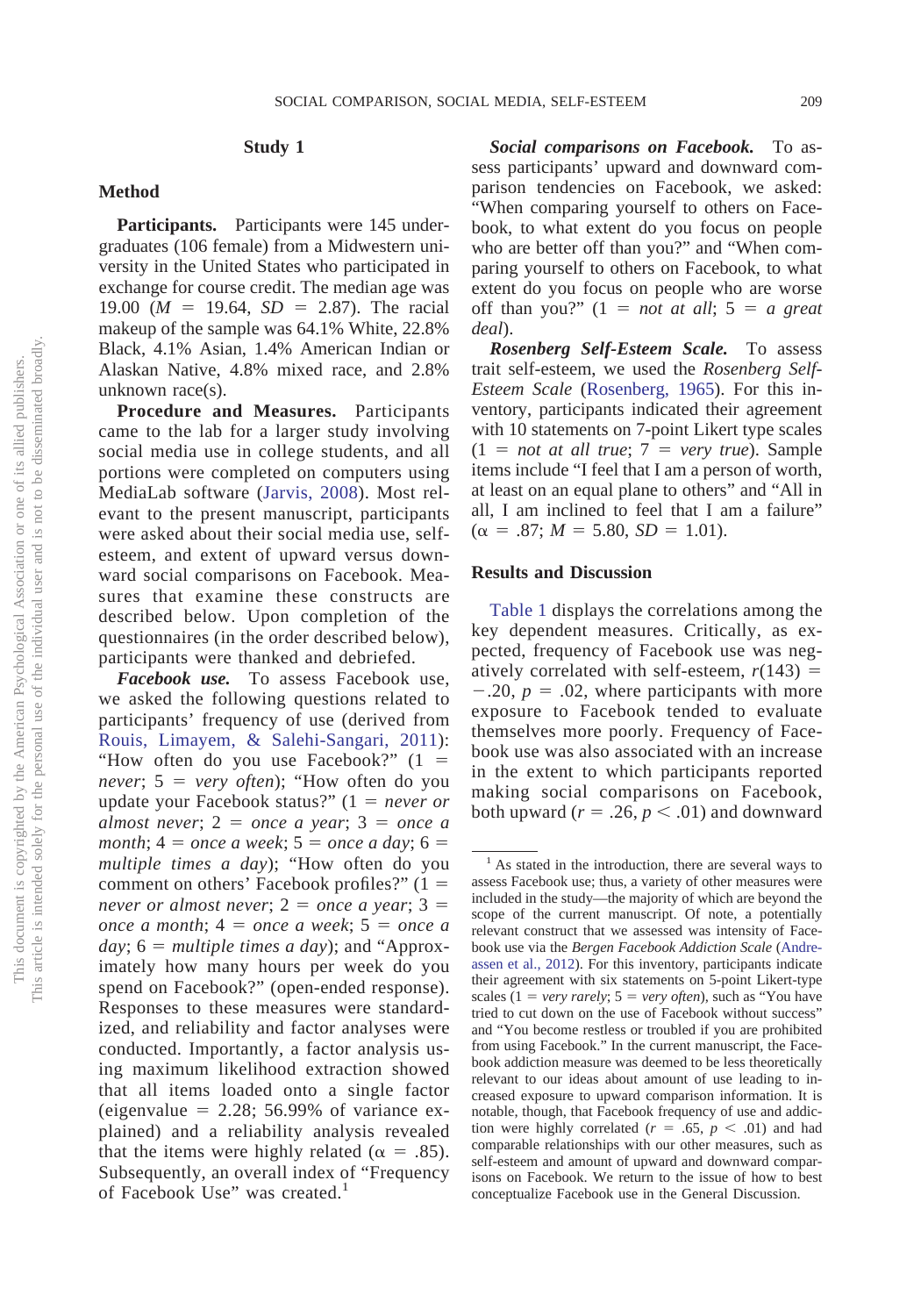## Study 1

### Method

**Participants.** Participants were 145 undergraduates (106 female) from a Midwestern university in the United States who participated in exchange for course credit. The median age was 19.00 ($M$ = 19.64, $SD$ = 2.87). The racial makeup of the sample was 64.1% White, 22.8% Black, 4.1% Asian, 1.4% American Indian or Alaskan Native, 4.8% mixed race, and 2.8% unknown race(s).

**Procedure and Measures.** Participants came to the lab for a larger study involving social media use in college students, and all portions were completed on computers using MediaLab software (Jarvis, 2008). Most relevant to the present manuscript, participants were asked about their social media use, self-esteem, and extent of upward versus downward social comparisons on Facebook. Measures that examine these constructs are described below. Upon completion of the questionnaires (in the order described below), participants were thanked and debriefed.

***Facebook use.*** To assess Facebook use, we asked the following questions related to participants' frequency of use (derived from Rouis, Limayem, & Salehi-Sangari, 2011): "How often do you use Facebook?" (1 = *never*; 5 = *very often*); "How often do you update your Facebook status?" (1 = *never or almost never*; 2 = *once a year*; 3 = *once a month*; 4 = *once a week*; 5 = *once a day*; 6 = *multiple times a day*); "How often do you comment on others' Facebook profiles?" (1 = *never or almost never*; 2 = *once a year*; 3 = *once a month*; 4 = *once a week*; 5 = *once a day*; 6 = *multiple times a day*); and "Approximately how many hours per week do you spend on Facebook?" (open-ended response). Responses to these measures were standardized, and reliability and factor analyses were conducted. Importantly, a factor analysis using maximum likelihood extraction showed that all items loaded onto a single factor (eigenvalue = 2.28; 56.99% of variance explained) and a reliability analysis revealed that the items were highly related ($\alpha$ = .85). Subsequently, an overall index of "Frequency of Facebook Use" was created.[1]

***Social comparisons on Facebook.*** To assess participants' upward and downward comparison tendencies on Facebook, we asked: "When comparing yourself to others on Facebook, to what extent do you focus on people who are better off than you?" and "When comparing yourself to others on Facebook, to what extent do you focus on people who are worse off than you?" (1 = *not at all*; 5 = *a great deal*).

***Rosenberg Self-Esteem Scale.*** To assess trait self-esteem, we used the *Rosenberg Self-Esteem Scale* (Rosenberg, 1965). For this inventory, participants indicated their agreement with 10 statements on 7-point Likert type scales (1 = *not at all true*; 7 = *very true*). Sample items include "I feel that I am a person of worth, at least on an equal plane to others" and "All in all, I am inclined to feel that I am a failure" ($\alpha$ = .87; $M$ = 5.80, $SD$ = 1.01).

### Results and Discussion

Table 1 displays the correlations among the key dependent measures. Critically, as expected, frequency of Facebook use was negatively correlated with self-esteem, $r(143) = -.20$, $p = .02$, where participants with more exposure to Facebook tended to evaluate themselves more poorly. Frequency of Facebook use was also associated with an increase in the extent to which participants reported making social comparisons on Facebook, both upward ($r = .26$, $p < .01$) and downward

[1] As stated in the introduction, there are several ways to assess Facebook use; thus, a variety of other measures were included in the study—the majority of which are beyond the scope of the current manuscript. Of note, a potentially relevant construct that we assessed was intensity of Facebook use via the *Bergen Facebook Addiction Scale* (Andreassen et al., 2012). For this inventory, participants indicate their agreement with six statements on 5-point Likert-type scales (1 = *very rarely*; 5 = *very often*), such as "You have tried to cut down on the use of Facebook without success" and "You become restless or troubled if you are prohibited from using Facebook." In the current manuscript, the Facebook addiction measure was deemed to be less theoretically relevant to our ideas about amount of use leading to increased exposure to upward comparison information. It is notable, though, that Facebook frequency of use and addiction were highly correlated ($r = .65$, $p < .01$) and had comparable relationships with our other measures, such as self-esteem and amount of upward and downward comparisons on Facebook. We return to the issue of how to best conceptualize Facebook use in the General Discussion.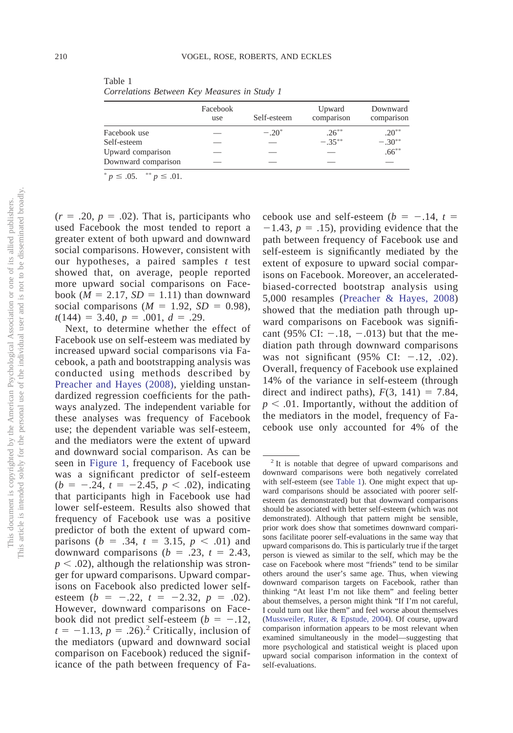Table 1
*Correlations Between Key Measures in Study 1*

| | Facebook use | Self-esteem | Upward comparison | Downward comparison |
|---|---|---|---|---|
| Facebook use | — | $-.20^{*}$ | $.26^{**}$ | $.20^{**}$ |
| Self-esteem | — | — | $-.35^{**}$ | $-.30^{**}$ |
| Upward comparison | — | — | — | $.66^{**}$ |
| Downward comparison | — | — | — | — |

$^{*}$ $p \leq .05$. $^{**}$ $p \leq .01$.

($r = .20$, $p = .02$). That is, participants who used Facebook the most tended to report a greater extent of both upward and downward social comparisons. However, consistent with our hypotheses, a paired samples $t$ test showed that, on average, people reported more upward social comparisons on Facebook ($M = 2.17$, $SD = 1.11$) than downward social comparisons ($M = 1.92$, $SD = 0.98$), $t(144) = 3.40$, $p = .001$, $d = .29$.

Next, to determine whether the effect of Facebook use on self-esteem was mediated by increased upward social comparisons via Facebook, a path and bootstrapping analysis was conducted using methods described by Preacher and Hayes (2008), yielding unstandardized regression coefficients for the pathways analyzed. The independent variable for these analyses was frequency of Facebook use; the dependent variable was self-esteem, and the mediators were the extent of upward and downward social comparison. As can be seen in Figure 1, frequency of Facebook use was a significant predictor of self-esteem ($b = -.24$, $t = -2.45$, $p < .02$), indicating that participants high in Facebook use had lower self-esteem. Results also showed that frequency of Facebook use was a positive predictor of both the extent of upward comparisons ($b = .34$, $t = 3.15$, $p < .01$) and downward comparisons ($b = .23$, $t = 2.43$, $p < .02$), although the relationship was stronger for upward comparisons. Upward comparisons on Facebook also predicted lower self-esteem ($b = -.22$, $t = -2.32$, $p = .02$). However, downward comparisons on Facebook did not predict self-esteem ($b = -.12$, $t = -1.13$, $p = .26$).[2] Critically, inclusion of the mediators (upward and downward social comparison on Facebook) reduced the significance of the path between frequency of Facebook use and self-esteem ($b = -.14$, $t = -1.43$, $p = .15$), providing evidence that the path between frequency of Facebook use and self-esteem is significantly mediated by the extent of exposure to upward social comparisons on Facebook. Moreover, an accelerated-biased-corrected bootstrap analysis using 5,000 resamples (Preacher & Hayes, 2008) showed that the mediation path through upward comparisons on Facebook was significant (95% CI: $-.18$, $-.013$) but that the mediation path through downward comparisons was not significant (95% CI: $-.12$, $.02$). Overall, frequency of Facebook use explained 14% of the variance in self-esteem (through direct and indirect paths), $F(3, 141) = 7.84$, $p < .01$. Importantly, without the addition of the mediators in the model, frequency of Facebook use only accounted for 4% of the

[2] It is notable that degree of upward comparisons and downward comparisons were both negatively correlated with self-esteem (see Table 1). One might expect that upward comparisons should be associated with poorer self-esteem (as demonstrated) but that downward comparisons should be associated with better self-esteem (which was not demonstrated). Although that pattern might be sensible, prior work does show that sometimes downward comparisons facilitate poorer self-evaluations in the same way that upward comparisons do. This is particularly true if the target person is viewed as similar to the self, which may be the case on Facebook where most "friends" tend to be similar others around the user's same age. Thus, when viewing downward comparison targets on Facebook, rather than thinking "At least I'm not like them" and feeling better about themselves, a person might think "If I'm not careful, I could turn out like them" and feel worse about themselves (Mussweiler, Ruter, & Epstude, 2004). Of course, upward comparison information appears to be most relevant when examined simultaneously in the model—suggesting that more psychological and statistical weight is placed upon upward social comparison information in the context of self-evaluations.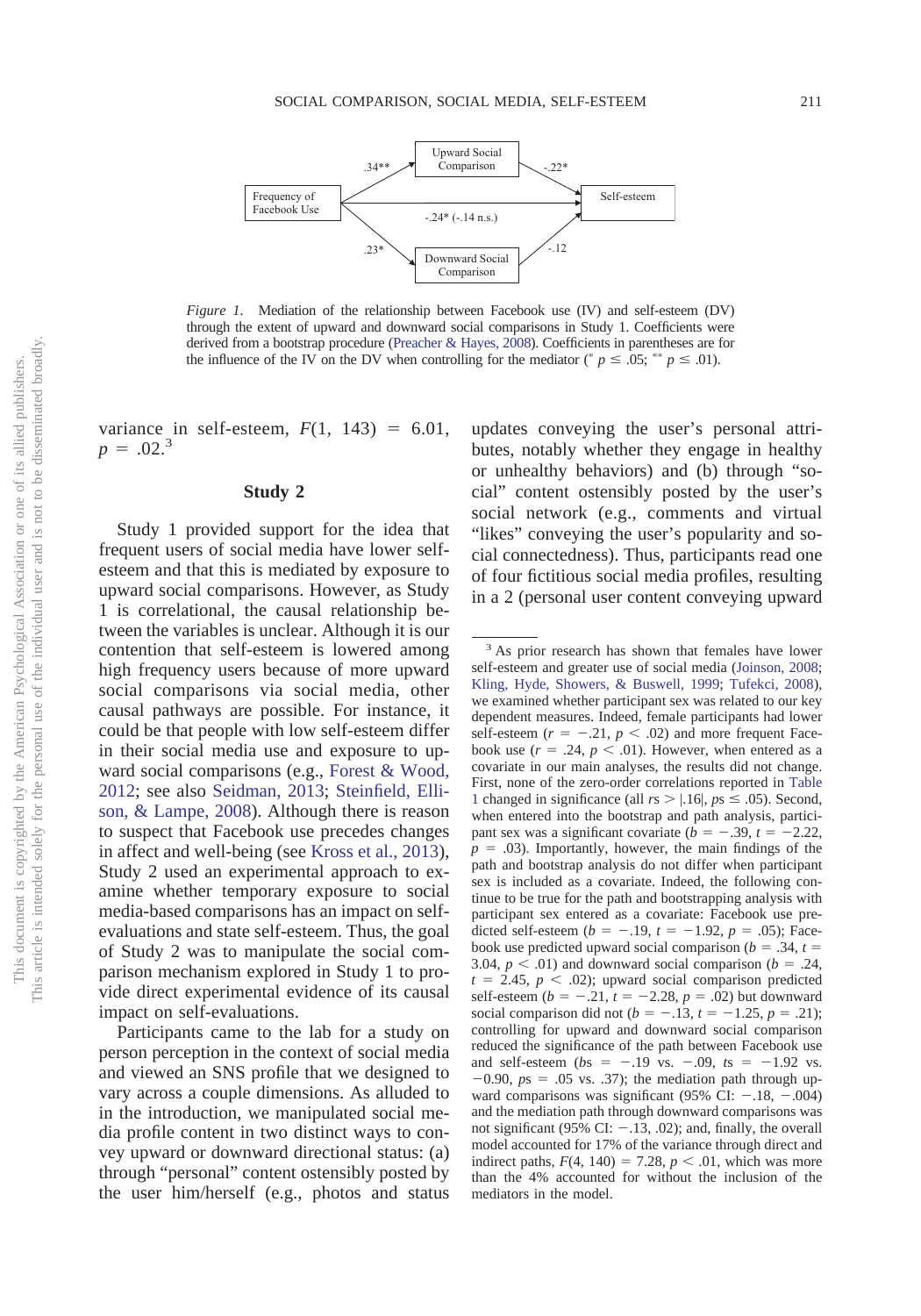Figure 1. Mediation of the relationship between Facebook use (IV) and self-esteem (DV) through the extent of upward and downward social comparisons in Study 1. Coefficients were derived from a bootstrap procedure (Preacher & Hayes, 2008). Coefficients in parentheses are for the influence of the IV on the DV when controlling for the mediator (* $p \leq .05$; ** $p \leq .01$).

variance in self-esteem, $F(1, 143) = 6.01$, $p = .02$.[3]

## Study 2

Study 1 provided support for the idea that frequent users of social media have lower self-esteem and that this is mediated by exposure to upward social comparisons. However, as Study 1 is correlational, the causal relationship between the variables is unclear. Although it is our contention that self-esteem is lowered among high frequency users because of more upward social comparisons via social media, other causal pathways are possible. For instance, it could be that people with low self-esteem differ in their social media use and exposure to upward social comparisons (e.g., Forest & Wood, 2012; see also Seidman, 2013; Steinfield, Ellison, & Lampe, 2008). Although there is reason to suspect that Facebook use precedes changes in affect and well-being (see Kross et al., 2013), Study 2 used an experimental approach to examine whether temporary exposure to social media-based comparisons has an impact on self-evaluations and state self-esteem. Thus, the goal of Study 2 was to manipulate the social comparison mechanism explored in Study 1 to provide direct experimental evidence of its causal impact on self-evaluations.

Participants came to the lab for a study on person perception in the context of social media and viewed an SNS profile that we designed to vary across a couple dimensions. As alluded to in the introduction, we manipulated social media profile content in two distinct ways to convey upward or downward directional status: (a) through "personal" content ostensibly posted by the user him/herself (e.g., photos and status updates conveying the user's personal attributes, notably whether they engage in healthy or unhealthy behaviors) and (b) through "social" content ostensibly posted by the user's social network (e.g., comments and virtual "likes" conveying the user's popularity and social connectedness). Thus, participants read one of four fictitious social media profiles, resulting in a 2 (personal user content conveying upward

[3] As prior research has shown that females have lower self-esteem and greater use of social media (Joinson, 2008; Kling, Hyde, Showers, & Buswell, 1999; Tufekci, 2008), we examined whether participant sex was related to our key dependent measures. Indeed, female participants had lower self-esteem ($r = -.21$, $p < .02$) and more frequent Facebook use ($r = .24$, $p < .01$). However, when entered as a covariate in our main analyses, the results did not change. First, none of the zero-order correlations reported in Table 1 changed in significance (all $rs > |.16|$, $ps \leq .05$). Second, when entered into the bootstrap and path analysis, participant sex was a significant covariate ($b = -.39$, $t = -2.22$, $p = .03$). Importantly, however, the main findings of the path and bootstrap analysis do not differ when participant sex is included as a covariate. Indeed, the following continue to be true for the path and bootstrapping analysis with participant sex entered as a covariate: Facebook use predicted self-esteem ($b = -.19$, $t = -1.92$, $p = .05$); Facebook use predicted upward social comparison ($b = .34$, $t = 3.04$, $p < .01$) and downward social comparison ($b = .24$, $t = 2.45$, $p < .02$); upward social comparison predicted self-esteem ($b = -.21$, $t = -2.28$, $p = .02$) but downward social comparison did not ($b = -.13$, $t = -1.25$, $p = .21$); controlling for upward and downward social comparison reduced the significance of the path between Facebook use and self-esteem ($bs = -.19$ vs. $-.09$, $ts = -1.92$ vs. $-0.90$, $ps = .05$ vs. $.37$); the mediation path through upward comparisons was significant (95% CI: $-.18$, $-.004$) and the mediation path through downward comparisons was not significant (95% CI: $-.13$, $.02$); and, finally, the overall model accounted for 17% of the variance through direct and indirect paths, $F(4, 140) = 7.28$, $p < .01$, which was more than the 4% accounted for without the inclusion of the mediators in the model.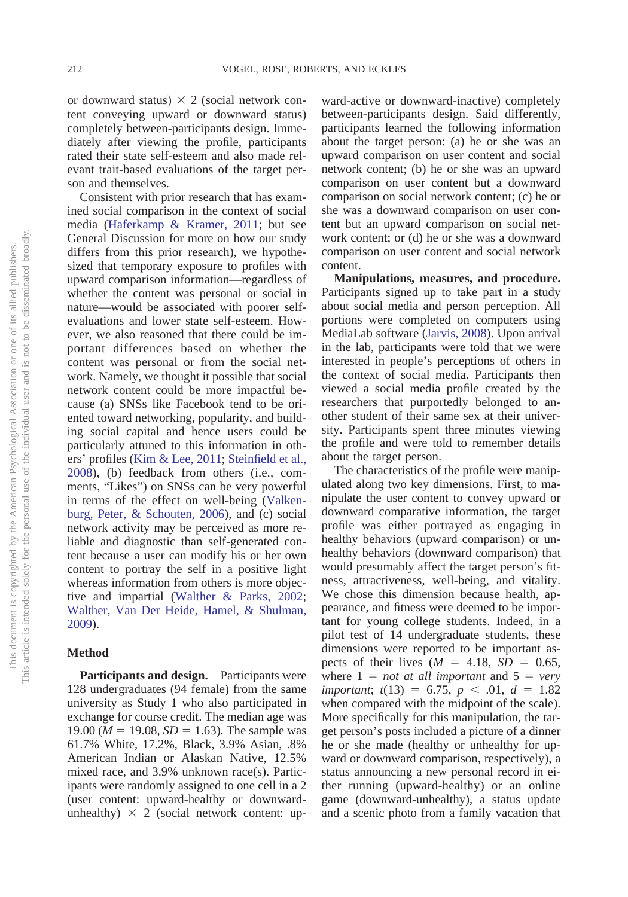or downward status) × 2 (social network content conveying upward or downward status) completely between-participants design. Immediately after viewing the profile, participants rated their state self-esteem and also made relevant trait-based evaluations of the target person and themselves.

Consistent with prior research that has examined social comparison in the context of social media (Haferkamp & Kramer, 2011; but see General Discussion for more on how our study differs from this prior research), we hypothesized that temporary exposure to profiles with upward comparison information—regardless of whether the content was personal or social in nature—would be associated with poorer self-evaluations and lower state self-esteem. However, we also reasoned that there could be important differences based on whether the content was personal or from the social network. Namely, we thought it possible that social network content could be more impactful because (a) SNSs like Facebook tend to be oriented toward networking, popularity, and building social capital and hence users could be particularly attuned to this information in others' profiles (Kim & Lee, 2011; Steinfield et al., 2008), (b) feedback from others (i.e., comments, "Likes") on SNSs can be very powerful in terms of the effect on well-being (Valkenburg, Peter, & Schouten, 2006), and (c) social network activity may be perceived as more reliable and diagnostic than self-generated content because a user can modify his or her own content to portray the self in a positive light whereas information from others is more objective and impartial (Walther & Parks, 2002; Walther, Van Der Heide, Hamel, & Shulman, 2009).

### Method

**Participants and design.** Participants were 128 undergraduates (94 female) from the same university as Study 1 who also participated in exchange for course credit. The median age was 19.00 ($M = 19.08$, $SD = 1.63$). The sample was 61.7% White, 17.2%, Black, 3.9% Asian, .8% American Indian or Alaskan Native, 12.5% mixed race, and 3.9% unknown race(s). Participants were randomly assigned to one cell in a 2 (user content: upward-healthy or downward-unhealthy) × 2 (social network content: upward-active or downward-inactive) completely between-participants design. Said differently, participants learned the following information about the target person: (a) he or she was an upward comparison on user content and social network content; (b) he or she was an upward comparison on user content but a downward comparison on social network content; (c) he or she was a downward comparison on user content but an upward comparison on social network content; or (d) he or she was a downward comparison on user content and social network content.

**Manipulations, measures, and procedure.** Participants signed up to take part in a study about social media and person perception. All portions were completed on computers using MediaLab software (Jarvis, 2008). Upon arrival in the lab, participants were told that we were interested in people's perceptions of others in the context of social media. Participants then viewed a social media profile created by the researchers that purportedly belonged to another student of their same sex at their university. Participants spent three minutes viewing the profile and were told to remember details about the target person.

The characteristics of the profile were manipulated along two key dimensions. First, to manipulate the user content to convey upward or downward comparative information, the target profile was either portrayed as engaging in healthy behaviors (upward comparison) or unhealthy behaviors (downward comparison) that would presumably affect the target person's fitness, attractiveness, well-being, and vitality. We chose this dimension because health, appearance, and fitness were deemed to be important for young college students. Indeed, in a pilot test of 14 undergraduate students, these dimensions were reported to be important aspects of their lives ($M = 4.18$, $SD = 0.65$, where 1 = *not at all important* and 5 = *very important*; $t(13) = 6.75$, $p < .01$, $d = 1.82$ when compared with the midpoint of the scale). More specifically for this manipulation, the target person's posts included a picture of a dinner he or she made (healthy or unhealthy for upward or downward comparison, respectively), a status announcing a new personal record in either running (upward-healthy) or an online game (downward-unhealthy), a status update and a scenic photo from a family vacation that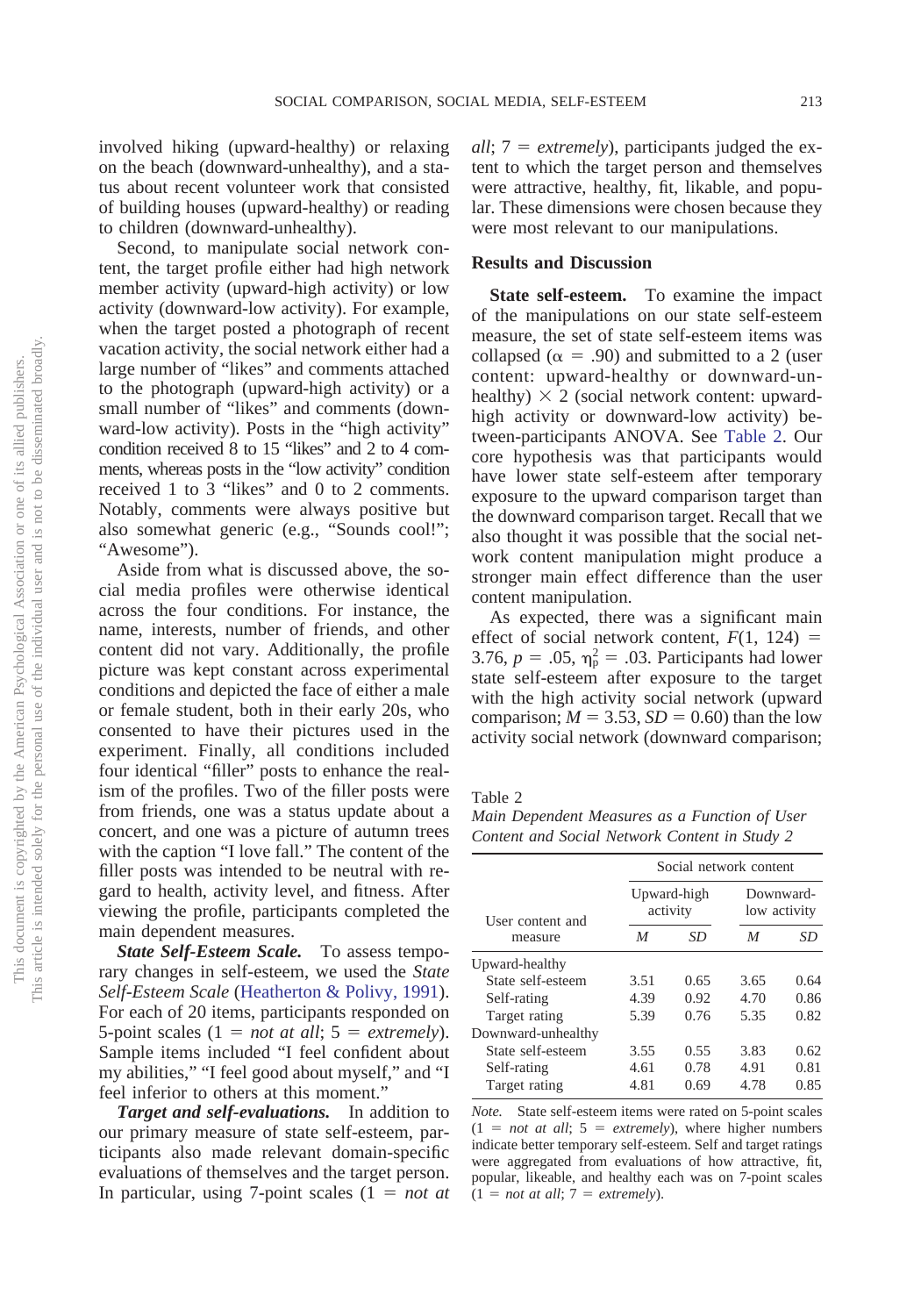involved hiking (upward-healthy) or relaxing on the beach (downward-unhealthy), and a status about recent volunteer work that consisted of building houses (upward-healthy) or reading to children (downward-unhealthy).

Second, to manipulate social network content, the target profile either had high network member activity (upward-high activity) or low activity (downward-low activity). For example, when the target posted a photograph of recent vacation activity, the social network either had a large number of "likes" and comments attached to the photograph (upward-high activity) or a small number of "likes" and comments (downward-low activity). Posts in the "high activity" condition received 8 to 15 "likes" and 2 to 4 comments, whereas posts in the "low activity" condition received 1 to 3 "likes" and 0 to 2 comments. Notably, comments were always positive but also somewhat generic (e.g., "Sounds cool!"; "Awesome").

Aside from what is discussed above, the social media profiles were otherwise identical across the four conditions. For instance, the name, interests, number of friends, and other content did not vary. Additionally, the profile picture was kept constant across experimental conditions and depicted the face of either a male or female student, both in their early 20s, who consented to have their pictures used in the experiment. Finally, all conditions included four identical "filler" posts to enhance the realism of the profiles. Two of the filler posts were from friends, one was a status update about a concert, and one was a picture of autumn trees with the caption "I love fall." The content of the filler posts was intended to be neutral with regard to health, activity level, and fitness. After viewing the profile, participants completed the main dependent measures.

***State Self-Esteem Scale.*** To assess temporary changes in self-esteem, we used the *State Self-Esteem Scale* (Heatherton & Polivy, 1991). For each of 20 items, participants responded on 5-point scales (1 = *not at all*; 5 = *extremely*). Sample items included "I feel confident about my abilities," "I feel good about myself," and "I feel inferior to others at this moment."

***Target and self-evaluations.*** In addition to our primary measure of state self-esteem, participants also made relevant domain-specific evaluations of themselves and the target person. In particular, using 7-point scales (1 = *not at all*; 7 = *extremely*), participants judged the extent to which the target person and themselves were attractive, healthy, fit, likable, and popular. These dimensions were chosen because they were most relevant to our manipulations.

## Results and Discussion

**State self-esteem.** To examine the impact of the manipulations on our state self-esteem measure, the set of state self-esteem items was collapsed ($\alpha = .90$) and submitted to a 2 (user content: upward-healthy or downward-unhealthy) $\times$ 2 (social network content: upward-high activity or downward-low activity) between-participants ANOVA. See Table 2. Our core hypothesis was that participants would have lower state self-esteem after temporary exposure to the upward comparison target than the downward comparison target. Recall that we also thought it was possible that the social network content manipulation might produce a stronger main effect difference than the user content manipulation.

As expected, there was a significant main effect of social network content, $F(1, 124) = 3.76$, $p = .05$, $\eta_p^2 = .03$. Participants had lower state self-esteem after exposure to the target with the high activity social network (upward comparison; $M = 3.53$, $SD = 0.60$) than the low activity social network (downward comparison;

Table 2
*Main Dependent Measures as a Function of User Content and Social Network Content in Study 2*

| User content and measure | Social network content | | | |
|---|---|---|---|---|
| | Upward-high activity | | Downward-low activity | |
| | *M* | *SD* | *M* | *SD* |
| Upward-healthy | | | | |
| State self-esteem | 3.51 | 0.65 | 3.65 | 0.64 |
| Self-rating | 4.39 | 0.92 | 4.70 | 0.86 |
| Target rating | 5.39 | 0.76 | 5.35 | 0.82 |
| Downward-unhealthy | | | | |
| State self-esteem | 3.55 | 0.55 | 3.83 | 0.62 |
| Self-rating | 4.61 | 0.78 | 4.91 | 0.81 |
| Target rating | 4.81 | 0.69 | 4.78 | 0.85 |

*Note.* State self-esteem items were rated on 5-point scales (1 = *not at all*; 5 = *extremely*), where higher numbers indicate better temporary self-esteem. Self and target ratings were aggregated from evaluations of how attractive, fit, popular, likeable, and healthy each was on 7-point scales (1 = *not at all*; 7 = *extremely*).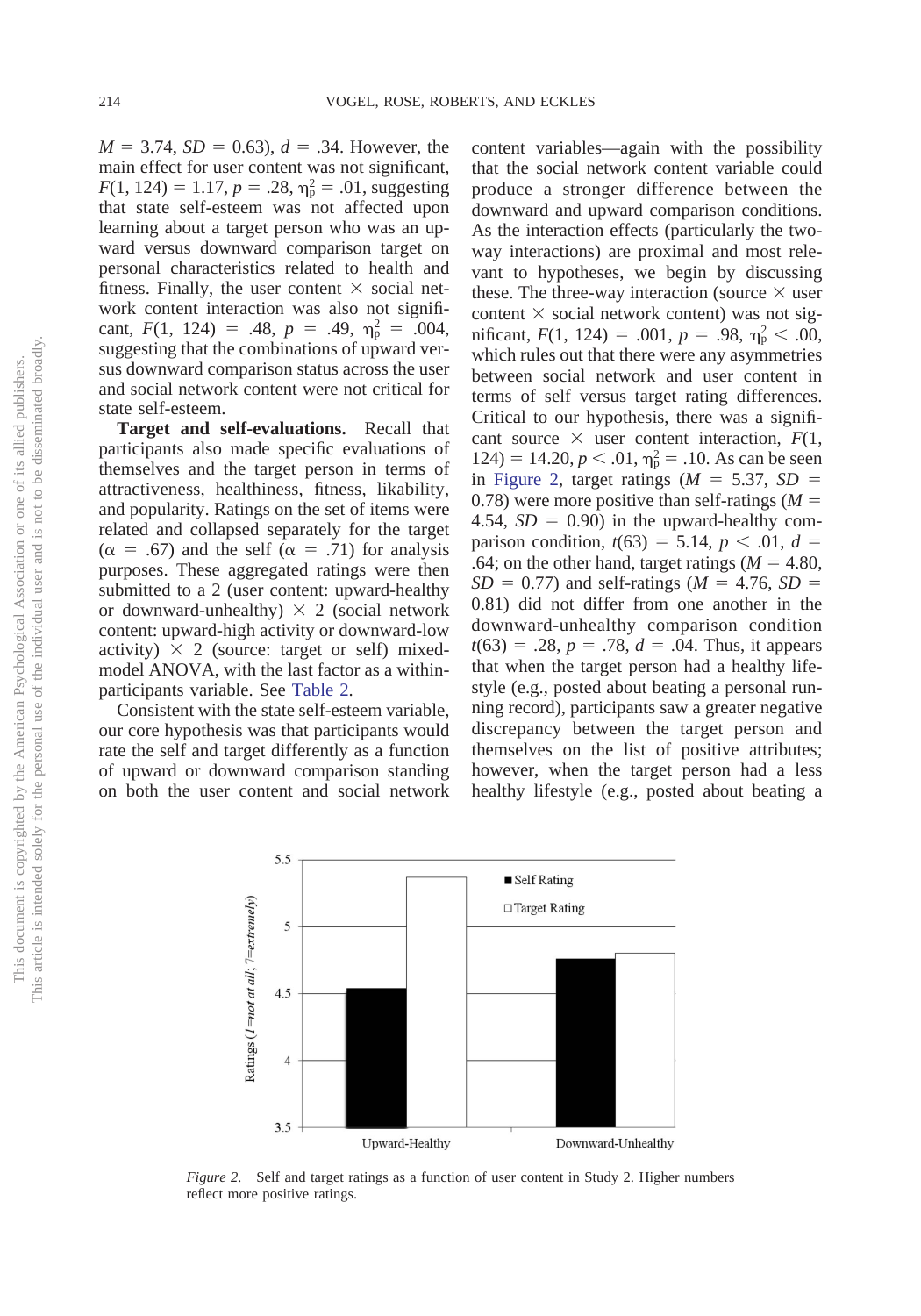$M$ = 3.74, $SD$ = 0.63), $d$ = .34. However, the main effect for user content was not significant, $F(1, 124) = 1.17$, $p = .28$, $\eta_p^2 = .01$, suggesting that state self-esteem was not affected upon learning about a target person who was an upward versus downward comparison target on personal characteristics related to health and fitness. Finally, the user content × social network content interaction was also not significant, $F(1, 124) = .48$, $p = .49$, $\eta_p^2 = .004$, suggesting that the combinations of upward versus downward comparison status across the user and social network content were not critical for state self-esteem.

**Target and self-evaluations.** Recall that participants also made specific evaluations of themselves and the target person in terms of attractiveness, healthiness, fitness, likability, and popularity. Ratings on the set of items were related and collapsed separately for the target ($\alpha = .67$) and the self ($\alpha = .71$) for analysis purposes. These aggregated ratings were then submitted to a 2 (user content: upward-healthy or downward-unhealthy) × 2 (social network content: upward-high activity or downward-low activity) × 2 (source: target or self) mixed-model ANOVA, with the last factor as a within-participants variable. See Table 2.

Consistent with the state self-esteem variable, our core hypothesis was that participants would rate the self and target differently as a function of upward or downward comparison standing on both the user content and social network content variables—again with the possibility that the social network content variable could produce a stronger difference between the downward and upward comparison conditions. As the interaction effects (particularly the two-way interactions) are proximal and most relevant to hypotheses, we begin by discussing these. The three-way interaction (source × user content × social network content) was not significant, $F(1, 124) = .001$, $p = .98$, $\eta_p^2 < .00$, which rules out that there were any asymmetries between social network and user content in terms of self versus target rating differences. Critical to our hypothesis, there was a significant source × user content interaction, $F(1, 124) = 14.20$, $p < .01$, $\eta_p^2 = .10$. As can be seen in Figure 2, target ratings ($M$ = 5.37, $SD$ = 0.78) were more positive than self-ratings ($M$ = 4.54, $SD$ = 0.90) in the upward-healthy comparison condition, $t(63) = 5.14$, $p < .01$, $d$ = .64; on the other hand, target ratings ($M$ = 4.80, $SD$ = 0.77) and self-ratings ($M$ = 4.76, $SD$ = 0.81) did not differ from one another in the downward-unhealthy comparison condition $t(63) = .28$, $p = .78$, $d$ = .04. Thus, it appears that when the target person had a healthy lifestyle (e.g., posted about beating a personal running record), participants saw a greater negative discrepancy between the target person and themselves on the list of positive attributes; however, when the target person had a less healthy lifestyle (e.g., posted about beating a

*Figure 2.* Self and target ratings as a function of user content in Study 2. Higher numbers reflect more positive ratings.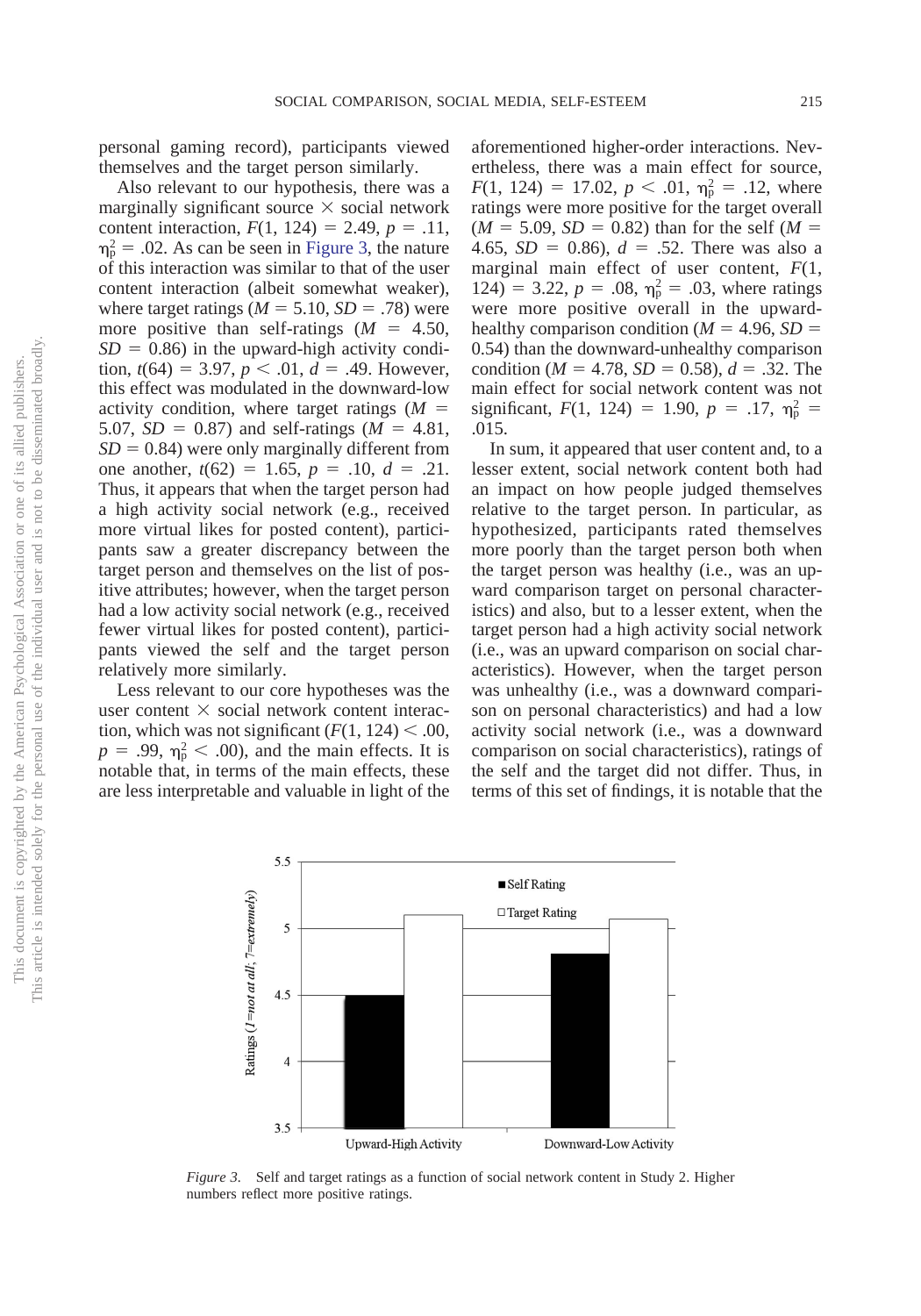personal gaming record), participants viewed themselves and the target person similarly.

Also relevant to our hypothesis, there was a marginally significant source × social network content interaction, $F(1, 124) = 2.49$, $p = .11$, $\eta_p^2 = .02$. As can be seen in Figure 3, the nature of this interaction was similar to that of the user content interaction (albeit somewhat weaker), where target ratings ($M = 5.10$, $SD = .78$) were more positive than self-ratings ($M = 4.50$, $SD = 0.86$) in the upward-high activity condition, $t(64) = 3.97$, $p < .01$, $d = .49$. However, this effect was modulated in the downward-low activity condition, where target ratings ($M = 5.07$, $SD = 0.87$) and self-ratings ($M = 4.81$, $SD = 0.84$) were only marginally different from one another, $t(62) = 1.65$, $p = .10$, $d = .21$. Thus, it appears that when the target person had a high activity social network (e.g., received more virtual likes for posted content), participants saw a greater discrepancy between the target person and themselves on the list of positive attributes; however, when the target person had a low activity social network (e.g., received fewer virtual likes for posted content), participants viewed the self and the target person relatively more similarly.

Less relevant to our core hypotheses was the user content × social network content interaction, which was not significant ($F(1, 124) < .00$, $p = .99$, $\eta_p^2 < .00$), and the main effects. It is notable that, in terms of the main effects, these are less interpretable and valuable in light of the aforementioned higher-order interactions. Nevertheless, there was a main effect for source, $F(1, 124) = 17.02$, $p < .01$, $\eta_p^2 = .12$, where ratings were more positive for the target overall ($M = 5.09$, $SD = 0.82$) than for the self ($M = 4.65$, $SD = 0.86$), $d = .52$. There was also a marginal main effect of user content, $F(1, 124) = 3.22$, $p = .08$, $\eta_p^2 = .03$, where ratings were more positive overall in the upward-healthy comparison condition ($M = 4.96$, $SD = 0.54$) than the downward-unhealthy comparison condition ($M = 4.78$, $SD = 0.58$), $d = .32$. The main effect for social network content was not significant, $F(1, 124) = 1.90$, $p = .17$, $\eta_p^2 = .015$.

In sum, it appeared that user content and, to a lesser extent, social network content both had an impact on how people judged themselves relative to the target person. In particular, as hypothesized, participants rated themselves more poorly than the target person both when the target person was healthy (i.e., was an upward comparison target on personal characteristics) and also, but to a lesser extent, when the target person had a high activity social network (i.e., was an upward comparison on social characteristics). However, when the target person was unhealthy (i.e., was a downward comparison on personal characteristics) and had a low activity social network (i.e., was a downward comparison on social characteristics), ratings of the self and the target did not differ. Thus, in terms of this set of findings, it is notable that the

*Figure 3.* Self and target ratings as a function of social network content in Study 2. Higher numbers reflect more positive ratings.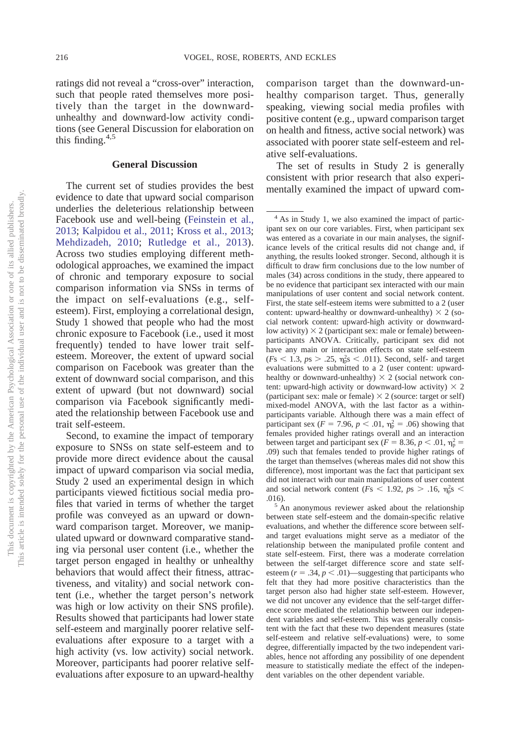ratings did not reveal a "cross-over" interaction, such that people rated themselves more positively than the target in the downward-unhealthy and downward-low activity conditions (see General Discussion for elaboration on this finding.[4,5]

## General Discussion

The current set of studies provides the best evidence to date that upward social comparison underlies the deleterious relationship between Facebook use and well-being (Feinstein et al., 2013; Kalpidou et al., 2011; Kross et al., 2013; Mehdizadeh, 2010; Rutledge et al., 2013). Across two studies employing different methodological approaches, we examined the impact of chronic and temporary exposure to social comparison information via SNSs in terms of the impact on self-evaluations (e.g., self-esteem). First, employing a correlational design, Study 1 showed that people who had the most chronic exposure to Facebook (i.e., used it most frequently) tended to have lower trait self-esteem. Moreover, the extent of upward social comparison on Facebook was greater than the extent of downward social comparison, and this extent of upward (but not downward) social comparison via Facebook significantly mediated the relationship between Facebook use and trait self-esteem.

Second, to examine the impact of temporary exposure to SNSs on state self-esteem and to provide more direct evidence about the causal impact of upward comparison via social media, Study 2 used an experimental design in which participants viewed fictitious social media profiles that varied in terms of whether the target profile was conveyed as an upward or downward comparison target. Moreover, we manipulated upward or downward comparative standing via personal user content (i.e., whether the target person engaged in healthy or unhealthy behaviors that would affect their fitness, attractiveness, and vitality) and social network content (i.e., whether the target person's network was high or low activity on their SNS profile). Results showed that participants had lower state self-esteem and marginally poorer relative self-evaluations after exposure to a target with a high activity (vs. low activity) social network. Moreover, participants had poorer relative self-evaluations after exposure to an upward-healthy comparison target than the downward-unhealthy comparison target. Thus, generally speaking, viewing social media profiles with positive content (e.g., upward comparison target on health and fitness, active social network) was associated with poorer state self-esteem and relative self-evaluations.

The set of results in Study 2 is generally consistent with prior research that also experimentally examined the impact of upward com-

---

[4] As in Study 1, we also examined the impact of participant sex on our core variables. First, when participant sex was entered as a covariate in our main analyses, the significance levels of the critical results did not change and, if anything, the results looked stronger. Second, although it is difficult to draw firm conclusions due to the low number of males (34) across conditions in the study, there appeared to be no evidence that participant sex interacted with our main manipulations of user content and social network content. First, the state self-esteem items were submitted to a 2 (user content: upward-healthy or downward-unhealthy) × 2 (social network content: upward-high activity or downward-low activity) × 2 (participant sex: male or female) between-participants ANOVA. Critically, participant sex did not have any main or interaction effects on state self-esteem ($Fs < 1.3$, $ps > .25$, $\eta_p^2s < .011$). Second, self- and target evaluations were submitted to a 2 (user content: upward-healthy or downward-unhealthy) × 2 (social network content: upward-high activity or downward-low activity) × 2 (participant sex: male or female) × 2 (source: target or self) mixed-model ANOVA, with the last factor as a within-participants variable. Although there was a main effect of participant sex ($F = 7.96$, $p < .01$, $\eta_p^2 = .06$) showing that females provided higher ratings overall and an interaction between target and participant sex ($F = 8.36$, $p < .01$, $\eta_p^2 = .09$) such that females tended to provide higher ratings of the target than themselves (whereas males did not show this difference), most important was the fact that participant sex did not interact with our main manipulations of user content and social network content ($Fs < 1.92$, $ps > .16$, $\eta_p^2s < .016$).

[5] An anonymous reviewer asked about the relationship between state self-esteem and the domain-specific relative evaluations, and whether the difference score between self- and target evaluations might serve as a mediator of the relationship between the manipulated profile content and state self-esteem. First, there was a moderate correlation between the self-target difference score and state self-esteem ($r = .34$, $p < .01$)—suggesting that participants who felt that they had more positive characteristics than the target person also had higher state self-esteem. However, we did not uncover any evidence that the self-target difference score mediated the relationship between our independent variables and self-esteem. This was generally consistent with the fact that these two dependent measures (state self-esteem and relative self-evaluations) were, to some degree, differentially impacted by the two independent variables, hence not affording any possibility of one dependent measure to statistically mediate the effect of the independent variables on the other dependent variable.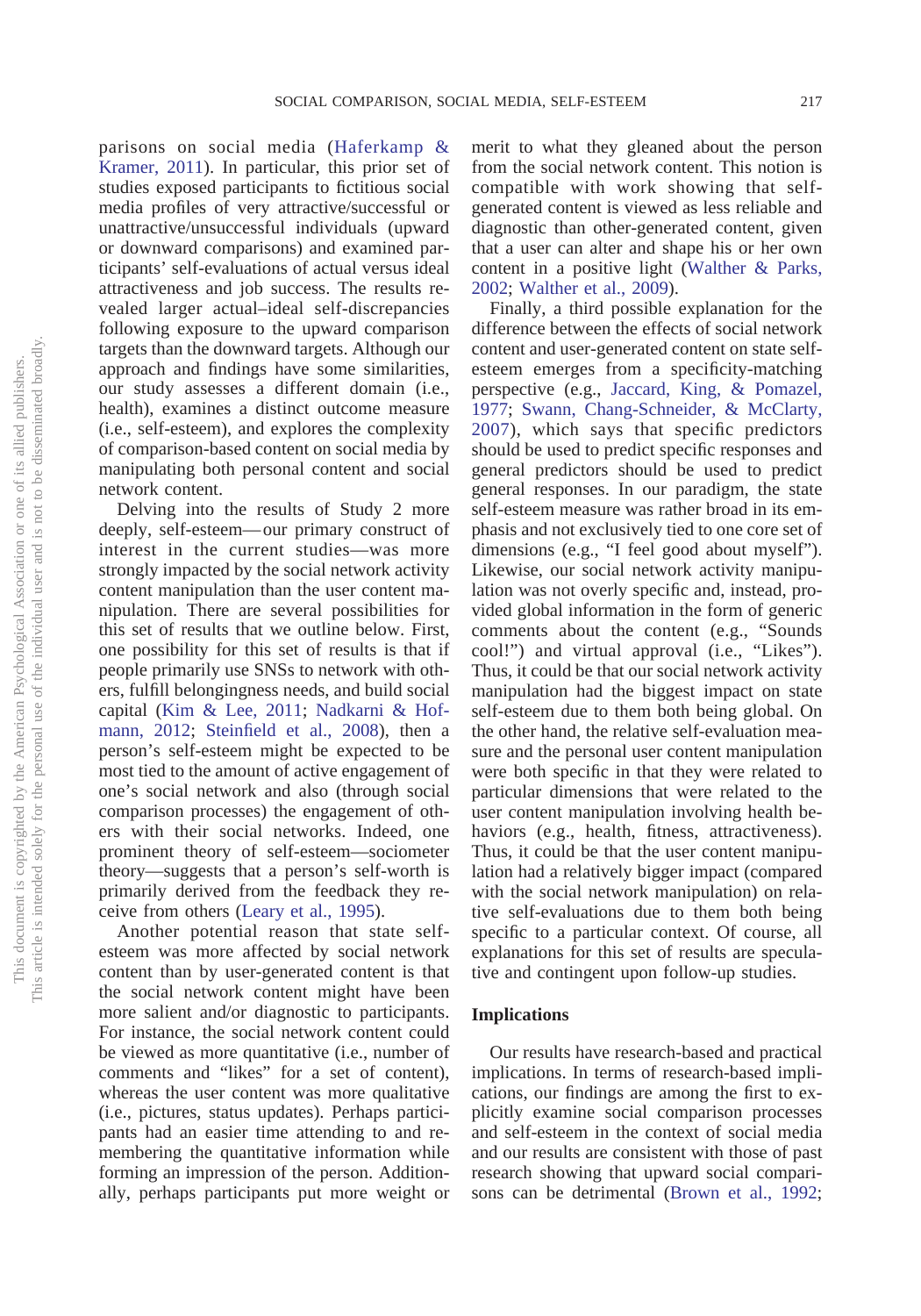parisons on social media (Haferkamp & Kramer, 2011). In particular, this prior set of studies exposed participants to fictitious social media profiles of very attractive/successful or unattractive/unsuccessful individuals (upward or downward comparisons) and examined participants' self-evaluations of actual versus ideal attractiveness and job success. The results revealed larger actual–ideal self-discrepancies following exposure to the upward comparison targets than the downward targets. Although our approach and findings have some similarities, our study assesses a different domain (i.e., health), examines a distinct outcome measure (i.e., self-esteem), and explores the complexity of comparison-based content on social media by manipulating both personal content and social network content.

Delving into the results of Study 2 more deeply, self-esteem—our primary construct of interest in the current studies—was more strongly impacted by the social network activity content manipulation than the user content manipulation. There are several possibilities for this set of results that we outline below. First, one possibility for this set of results is that if people primarily use SNSs to network with others, fulfill belongingness needs, and build social capital (Kim & Lee, 2011; Nadkarni & Hofmann, 2012; Steinfield et al., 2008), then a person's self-esteem might be expected to be most tied to the amount of active engagement of one's social network and also (through social comparison processes) the engagement of others with their social networks. Indeed, one prominent theory of self-esteem—sociometer theory—suggests that a person's self-worth is primarily derived from the feedback they receive from others (Leary et al., 1995).

Another potential reason that state self-esteem was more affected by social network content than by user-generated content is that the social network content might have been more salient and/or diagnostic to participants. For instance, the social network content could be viewed as more quantitative (i.e., number of comments and "likes" for a set of content), whereas the user content was more qualitative (i.e., pictures, status updates). Perhaps participants had an easier time attending to and remembering the quantitative information while forming an impression of the person. Additionally, perhaps participants put more weight or merit to what they gleaned about the person from the social network content. This notion is compatible with work showing that self-generated content is viewed as less reliable and diagnostic than other-generated content, given that a user can alter and shape his or her own content in a positive light (Walther & Parks, 2002; Walther et al., 2009).

Finally, a third possible explanation for the difference between the effects of social network content and user-generated content on state self-esteem emerges from a specificity-matching perspective (e.g., Jaccard, King, & Pomazel, 1977; Swann, Chang-Schneider, & McClarty, 2007), which says that specific predictors should be used to predict specific responses and general predictors should be used to predict general responses. In our paradigm, the state self-esteem measure was rather broad in its emphasis and not exclusively tied to one core set of dimensions (e.g., "I feel good about myself"). Likewise, our social network activity manipulation was not overly specific and, instead, provided global information in the form of generic comments about the content (e.g., "Sounds cool!") and virtual approval (i.e., "Likes"). Thus, it could be that our social network activity manipulation had the biggest impact on state self-esteem due to them both being global. On the other hand, the relative self-evaluation measure and the personal user content manipulation were both specific in that they were related to particular dimensions that were related to the user content manipulation involving health behaviors (e.g., health, fitness, attractiveness). Thus, it could be that the user content manipulation had a relatively bigger impact (compared with the social network manipulation) on relative self-evaluations due to them both being specific to a particular context. Of course, all explanations for this set of results are speculative and contingent upon follow-up studies.

## Implications

Our results have research-based and practical implications. In terms of research-based implications, our findings are among the first to explicitly examine social comparison processes and self-esteem in the context of social media and our results are consistent with those of past research showing that upward social comparisons can be detrimental (Brown et al., 1992;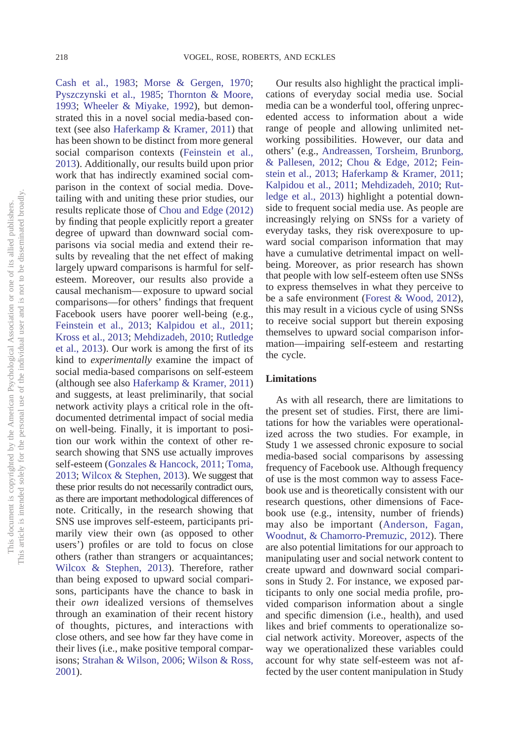Cash et al., 1983; Morse & Gergen, 1970; Pyszczynski et al., 1985; Thornton & Moore, 1993; Wheeler & Miyake, 1992), but demonstrated this in a novel social media-based context (see also Haferkamp & Kramer, 2011) that has been shown to be distinct from more general social comparison contexts (Feinstein et al., 2013). Additionally, our results build upon prior work that has indirectly examined social comparison in the context of social media. Dovetailing with and uniting these prior studies, our results replicate those of Chou and Edge (2012) by finding that people explicitly report a greater degree of upward than downward social comparisons via social media and extend their results by revealing that the net effect of making largely upward comparisons is harmful for self-esteem. Moreover, our results also provide a causal mechanism—exposure to upward social comparisons—for others' findings that frequent Facebook users have poorer well-being (e.g., Feinstein et al., 2013; Kalpidou et al., 2011; Kross et al., 2013; Mehdizadeh, 2010; Rutledge et al., 2013). Our work is among the first of its kind to *experimentally* examine the impact of social media-based comparisons on self-esteem (although see also Haferkamp & Kramer, 2011) and suggests, at least preliminarily, that social network activity plays a critical role in the oft-documented detrimental impact of social media on well-being. Finally, it is important to position our work within the context of other research showing that SNS use actually improves self-esteem (Gonzales & Hancock, 2011; Toma, 2013; Wilcox & Stephen, 2013). We suggest that these prior results do not necessarily contradict ours, as there are important methodological differences of note. Critically, in the research showing that SNS use improves self-esteem, participants primarily view their own (as opposed to other users') profiles or are told to focus on close others (rather than strangers or acquaintances; Wilcox & Stephen, 2013). Therefore, rather than being exposed to upward social comparisons, participants have the chance to bask in their *own* idealized versions of themselves through an examination of their recent history of thoughts, pictures, and interactions with close others, and see how far they have come in their lives (i.e., make positive temporal comparisons; Strahan & Wilson, 2006; Wilson & Ross, 2001).

Our results also highlight the practical implications of everyday social media use. Social media can be a wonderful tool, offering unprecedented access to information about a wide range of people and allowing unlimited networking possibilities. However, our data and others' (e.g., Andreassen, Torsheim, Brunborg, & Pallesen, 2012; Chou & Edge, 2012; Feinstein et al., 2013; Haferkamp & Kramer, 2011; Kalpidou et al., 2011; Mehdizadeh, 2010; Rutledge et al., 2013) highlight a potential downside to frequent social media use. As people are increasingly relying on SNSs for a variety of everyday tasks, they risk overexposure to upward social comparison information that may have a cumulative detrimental impact on well-being. Moreover, as prior research has shown that people with low self-esteem often use SNSs to express themselves in what they perceive to be a safe environment (Forest & Wood, 2012), this may result in a vicious cycle of using SNSs to receive social support but therein exposing themselves to upward social comparison information—impairing self-esteem and restarting the cycle.

## Limitations

As with all research, there are limitations to the present set of studies. First, there are limitations for how the variables were operationalized across the two studies. For example, in Study 1 we assessed chronic exposure to social media-based social comparisons by assessing frequency of Facebook use. Although frequency of use is the most common way to assess Facebook use and is theoretically consistent with our research questions, other dimensions of Facebook use (e.g., intensity, number of friends) may also be important (Anderson, Fagan, Woodnut, & Chamorro-Premuzic, 2012). There are also potential limitations for our approach to manipulating user and social network content to create upward and downward social comparisons in Study 2. For instance, we exposed participants to only one social media profile, provided comparison information about a single and specific dimension (i.e., health), and used likes and brief comments to operationalize social network activity. Moreover, aspects of the way we operationalized these variables could account for why state self-esteem was not affected by the user content manipulation in Study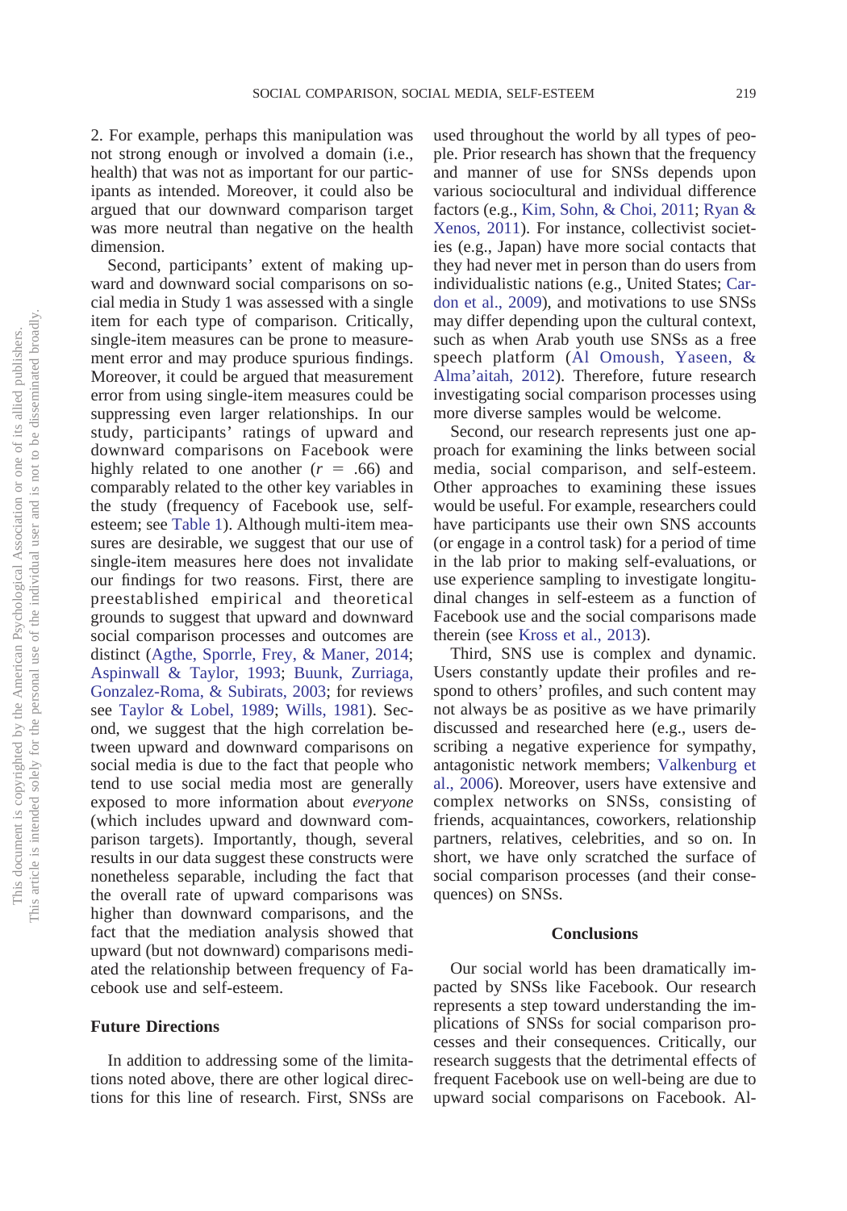2. For example, perhaps this manipulation was not strong enough or involved a domain (i.e., health) that was not as important for our participants as intended. Moreover, it could also be argued that our downward comparison target was more neutral than negative on the health dimension.

Second, participants' extent of making upward and downward social comparisons on social media in Study 1 was assessed with a single item for each type of comparison. Critically, single-item measures can be prone to measurement error and may produce spurious findings. Moreover, it could be argued that measurement error from using single-item measures could be suppressing even larger relationships. In our study, participants' ratings of upward and downward comparisons on Facebook were highly related to one another ($r$ = .66) and comparably related to the other key variables in the study (frequency of Facebook use, self-esteem; see Table 1). Although multi-item measures are desirable, we suggest that our use of single-item measures here does not invalidate our findings for two reasons. First, there are preestablished empirical and theoretical grounds to suggest that upward and downward social comparison processes and outcomes are distinct (Agthe, Sporrle, Frey, & Maner, 2014; Aspinwall & Taylor, 1993; Buunk, Zurriaga, Gonzalez-Roma, & Subirats, 2003; for reviews see Taylor & Lobel, 1989; Wills, 1981). Second, we suggest that the high correlation between upward and downward comparisons on social media is due to the fact that people who tend to use social media most are generally exposed to more information about *everyone* (which includes upward and downward comparison targets). Importantly, though, several results in our data suggest these constructs were nonetheless separable, including the fact that the overall rate of upward comparisons was higher than downward comparisons, and the fact that the mediation analysis showed that upward (but not downward) comparisons mediated the relationship between frequency of Facebook use and self-esteem.

### Future Directions

In addition to addressing some of the limitations noted above, there are other logical directions for this line of research. First, SNSs are used throughout the world by all types of people. Prior research has shown that the frequency and manner of use for SNSs depends upon various sociocultural and individual difference factors (e.g., Kim, Sohn, & Choi, 2011; Ryan & Xenos, 2011). For instance, collectivist societies (e.g., Japan) have more social contacts that they had never met in person than do users from individualistic nations (e.g., United States; Cardon et al., 2009), and motivations to use SNSs may differ depending upon the cultural context, such as when Arab youth use SNSs as a free speech platform (Al Omoush, Yaseen, & Alma'aitah, 2012). Therefore, future research investigating social comparison processes using more diverse samples would be welcome.

Second, our research represents just one approach for examining the links between social media, social comparison, and self-esteem. Other approaches to examining these issues would be useful. For example, researchers could have participants use their own SNS accounts (or engage in a control task) for a period of time in the lab prior to making self-evaluations, or use experience sampling to investigate longitudinal changes in self-esteem as a function of Facebook use and the social comparisons made therein (see Kross et al., 2013).

Third, SNS use is complex and dynamic. Users constantly update their profiles and respond to others' profiles, and such content may not always be as positive as we have primarily discussed and researched here (e.g., users describing a negative experience for sympathy, antagonistic network members; Valkenburg et al., 2006). Moreover, users have extensive and complex networks on SNSs, consisting of friends, acquaintances, coworkers, relationship partners, relatives, celebrities, and so on. In short, we have only scratched the surface of social comparison processes (and their consequences) on SNSs.

## Conclusions

Our social world has been dramatically impacted by SNSs like Facebook. Our research represents a step toward understanding the implications of SNSs for social comparison processes and their consequences. Critically, our research suggests that the detrimental effects of frequent Facebook use on well-being are due to upward social comparisons on Facebook. Al-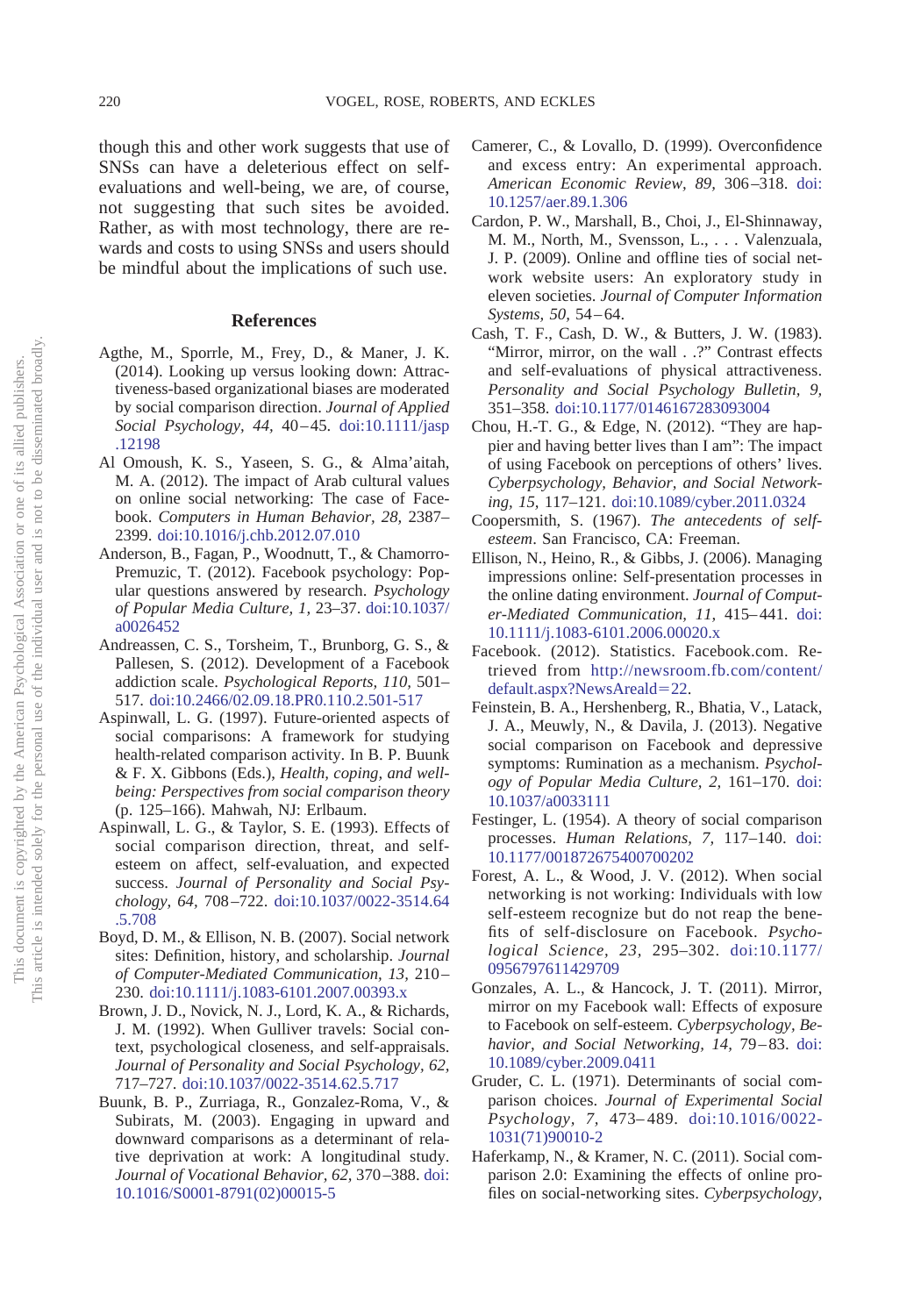though this and other work suggests that use of SNSs can have a deleterious effect on self-evaluations and well-being, we are, of course, not suggesting that such sites be avoided. Rather, as with most technology, there are rewards and costs to using SNSs and users should be mindful about the implications of such use.

## References

Agthe, M., Sporrle, M., Frey, D., & Maner, J. K. (2014). Looking up versus looking down: Attractiveness-based organizational biases are moderated by social comparison direction. *Journal of Applied Social Psychology, 44,* 40–45. doi:10.1111/jasp.12198

Al Omoush, K. S., Yaseen, S. G., & Alma'aitah, M. A. (2012). The impact of Arab cultural values on online social networking: The case of Facebook. *Computers in Human Behavior, 28,* 2387–2399. doi:10.1016/j.chb.2012.07.010

Anderson, B., Fagan, P., Woodnutt, T., & Chamorro-Premuzic, T. (2012). Facebook psychology: Popular questions answered by research. *Psychology of Popular Media Culture, 1,* 23–37. doi:10.1037/a0026452

Andreassen, C. S., Torsheim, T., Brunborg, G. S., & Pallesen, S. (2012). Development of a Facebook addiction scale. *Psychological Reports, 110,* 501–517. doi:10.2466/02.09.18.PR0.110.2.501-517

Aspinwall, L. G. (1997). Future-oriented aspects of social comparisons: A framework for studying health-related comparison activity. In B. P. Buunk & F. X. Gibbons (Eds.), *Health, coping, and well-being: Perspectives from social comparison theory* (p. 125–166). Mahwah, NJ: Erlbaum.

Aspinwall, L. G., & Taylor, S. E. (1993). Effects of social comparison direction, threat, and self-esteem on affect, self-evaluation, and expected success. *Journal of Personality and Social Psychology, 64,* 708–722. doi:10.1037/0022-3514.64.5.708

Boyd, D. M., & Ellison, N. B. (2007). Social network sites: Definition, history, and scholarship. *Journal of Computer-Mediated Communication, 13,* 210–230. doi:10.1111/j.1083-6101.2007.00393.x

Brown, J. D., Novick, N. J., Lord, K. A., & Richards, J. M. (1992). When Gulliver travels: Social context, psychological closeness, and self-appraisals. *Journal of Personality and Social Psychology, 62,* 717–727. doi:10.1037/0022-3514.62.5.717

Buunk, B. P., Zurriaga, R., Gonzalez-Roma, V., & Subirats, M. (2003). Engaging in upward and downward comparisons as a determinant of relative deprivation at work: A longitudinal study. *Journal of Vocational Behavior, 62,* 370–388. doi:10.1016/S0001-8791(02)00015-5

Camerer, C., & Lovallo, D. (1999). Overconfidence and excess entry: An experimental approach. *American Economic Review, 89,* 306–318. doi:10.1257/aer.89.1.306

Cardon, P. W., Marshall, B., Choi, J., El-Shinnaway, M. M., North, M., Svensson, L., . . . Valenzuala, J. P. (2009). Online and offline ties of social network website users: An exploratory study in eleven societies. *Journal of Computer Information Systems, 50,* 54–64.

Cash, T. F., Cash, D. W., & Butters, J. W. (1983). "Mirror, mirror, on the wall . . ?" Contrast effects and self-evaluations of physical attractiveness. *Personality and Social Psychology Bulletin, 9,* 351–358. doi:10.1177/0146167283093004

Chou, H.-T. G., & Edge, N. (2012). "They are happier and having better lives than I am": The impact of using Facebook on perceptions of others' lives. *Cyberpsychology, Behavior, and Social Networking, 15,* 117–121. doi:10.1089/cyber.2011.0324

Coopersmith, S. (1967). *The antecedents of self-esteem*. San Francisco, CA: Freeman.

Ellison, N., Heino, R., & Gibbs, J. (2006). Managing impressions online: Self-presentation processes in the online dating environment. *Journal of Computer-Mediated Communication, 11,* 415–441. doi:10.1111/j.1083-6101.2006.00020.x

Facebook. (2012). Statistics. Facebook.com. Retrieved from http://newsroom.fb.com/content/default.aspx?NewsAreaId=22.

Feinstein, B. A., Hershenberg, R., Bhatia, V., Latack, J. A., Meuwly, N., & Davila, J. (2013). Negative social comparison on Facebook and depressive symptoms: Rumination as a mechanism. *Psychology of Popular Media Culture, 2,* 161–170. doi:10.1037/a0033111

Festinger, L. (1954). A theory of social comparison processes. *Human Relations, 7,* 117–140. doi:10.1177/001872675400700202

Forest, A. L., & Wood, J. V. (2012). When social networking is not working: Individuals with low self-esteem recognize but do not reap the benefits of self-disclosure on Facebook. *Psychological Science, 23,* 295–302. doi:10.1177/0956797611429709

Gonzales, A. L., & Hancock, J. T. (2011). Mirror, mirror on my Facebook wall: Effects of exposure to Facebook on self-esteem. *Cyberpsychology, Behavior, and Social Networking, 14,* 79–83. doi:10.1089/cyber.2009.0411

Gruder, C. L. (1971). Determinants of social comparison choices. *Journal of Experimental Social Psychology, 7,* 473–489. doi:10.1016/0022-1031(71)90010-2

Haferkamp, N., & Kramer, N. C. (2011). Social comparison 2.0: Examining the effects of online profiles on social-networking sites. *Cyberpsychology,*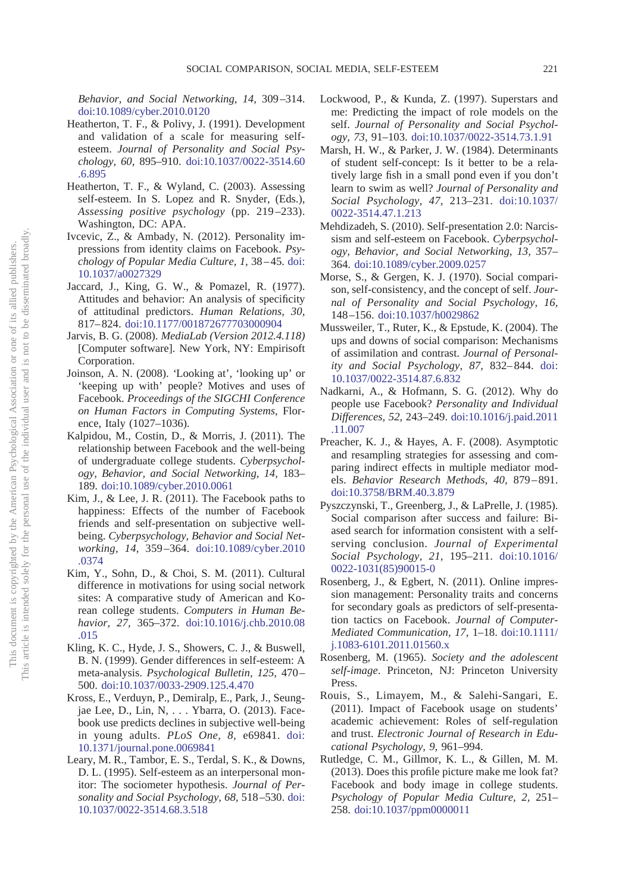*Behavior, and Social Networking, 14,* 309–314. doi:10.1089/cyber.2010.0120

Heatherton, T. F., & Polivy, J. (1991). Development and validation of a scale for measuring self-esteem. *Journal of Personality and Social Psychology, 60,* 895–910. doi:10.1037/0022-3514.60.6.895

Heatherton, T. F., & Wyland, C. (2003). Assessing self-esteem. In S. Lopez and R. Snyder, (Eds.), *Assessing positive psychology* (pp. 219–233). Washington, DC: APA.

Ivcevic, Z., & Ambady, N. (2012). Personality impressions from identity claims on Facebook. *Psychology of Popular Media Culture, 1,* 38–45. doi:10.1037/a0027329

Jaccard, J., King, G. W., & Pomazel, R. (1977). Attitudes and behavior: An analysis of specificity of attitudinal predictors. *Human Relations, 30,* 817–824. doi:10.1177/001872677703000904

Jarvis, B. G. (2008). *MediaLab (Version 2012.4.118)* [Computer software]. New York, NY: Empirisoft Corporation.

Joinson, A. N. (2008). 'Looking at', 'looking up' or 'keeping up with' people? Motives and uses of Facebook. *Proceedings of the SIGCHI Conference on Human Factors in Computing Systems*, Florence, Italy (1027–1036).

Kalpidou, M., Costin, D., & Morris, J. (2011). The relationship between Facebook and the well-being of undergraduate college students. *Cyberpsychology, Behavior, and Social Networking, 14,* 183–189. doi:10.1089/cyber.2010.0061

Kim, J., & Lee, J. R. (2011). The Facebook paths to happiness: Effects of the number of Facebook friends and self-presentation on subjective well-being. *Cyberpsychology, Behavior and Social Networking, 14,* 359–364. doi:10.1089/cyber.2010.0374

Kim, Y., Sohn, D., & Choi, S. M. (2011). Cultural difference in motivations for using social network sites: A comparative study of American and Korean college students. *Computers in Human Behavior, 27,* 365–372. doi:10.1016/j.chb.2010.08.015

Kling, K. C., Hyde, J. S., Showers, C. J., & Buswell, B. N. (1999). Gender differences in self-esteem: A meta-analysis. *Psychological Bulletin, 125,* 470–500. doi:10.1037/0033-2909.125.4.470

Kross, E., Verduyn, P., Demiralp, E., Park, J., Seungjae Lee, D., Lin, N, . . . Ybarra, O. (2013). Facebook use predicts declines in subjective well-being in young adults. *PLoS One, 8,* e69841. doi:10.1371/journal.pone.0069841

Leary, M. R., Tambor, E. S., Terdal, S. K., & Downs, D. L. (1995). Self-esteem as an interpersonal monitor: The sociometer hypothesis. *Journal of Personality and Social Psychology, 68,* 518–530. doi:10.1037/0022-3514.68.3.518

Lockwood, P., & Kunda, Z. (1997). Superstars and me: Predicting the impact of role models on the self. *Journal of Personality and Social Psychology, 73,* 91–103. doi:10.1037/0022-3514.73.1.91

Marsh, H. W., & Parker, J. W. (1984). Determinants of student self-concept: Is it better to be a relatively large fish in a small pond even if you don't learn to swim as well? *Journal of Personality and Social Psychology, 47,* 213–231. doi:10.1037/0022-3514.47.1.213

Mehdizadeh, S. (2010). Self-presentation 2.0: Narcissism and self-esteem on Facebook. *Cyberpsychology, Behavior, and Social Networking, 13,* 357–364. doi:10.1089/cyber.2009.0257

Morse, S., & Gergen, K. J. (1970). Social comparison, self-consistency, and the concept of self. *Journal of Personality and Social Psychology, 16,* 148–156. doi:10.1037/h0029862

Mussweiler, T., Ruter, K., & Epstude, K. (2004). The ups and downs of social comparison: Mechanisms of assimilation and contrast. *Journal of Personality and Social Psychology, 87,* 832–844. doi:10.1037/0022-3514.87.6.832

Nadkarni, A., & Hofmann, S. G. (2012). Why do people use Facebook? *Personality and Individual Differences, 52,* 243–249. doi:10.1016/j.paid.2011.11.007

Preacher, K. J., & Hayes, A. F. (2008). Asymptotic and resampling strategies for assessing and comparing indirect effects in multiple mediator models. *Behavior Research Methods, 40,* 879–891. doi:10.3758/BRM.40.3.879

Pyszczynski, T., Greenberg, J., & LaPrelle, J. (1985). Social comparison after success and failure: Biased search for information consistent with a self-serving conclusion. *Journal of Experimental Social Psychology, 21,* 195–211. doi:10.1016/0022-1031(85)90015-0

Rosenberg, J., & Egbert, N. (2011). Online impression management: Personality traits and concerns for secondary goals as predictors of self-presentation tactics on Facebook. *Journal of Computer-Mediated Communication, 17,* 1–18. doi:10.1111/j.1083-6101.2011.01560.x

Rosenberg, M. (1965). *Society and the adolescent self-image*. Princeton, NJ: Princeton University Press.

Rouis, S., Limayem, M., & Salehi-Sangari, E. (2011). Impact of Facebook usage on students' academic achievement: Roles of self-regulation and trust. *Electronic Journal of Research in Educational Psychology, 9,* 961–994.

Rutledge, C. M., Gillmor, K. L., & Gillen, M. M. (2013). Does this profile picture make me look fat? Facebook and body image in college students. *Psychology of Popular Media Culture, 2,* 251–258. doi:10.1037/ppm0000011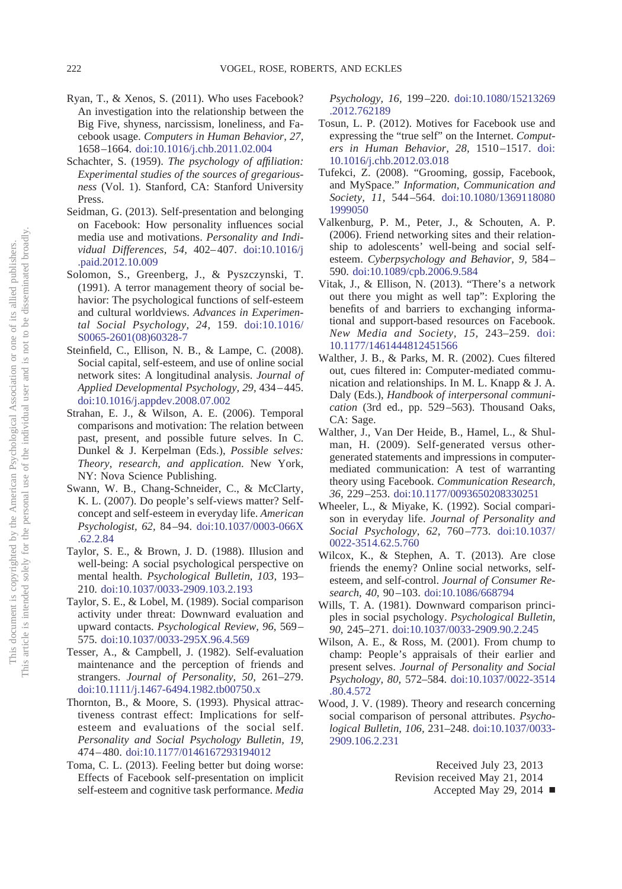Ryan, T., & Xenos, S. (2011). Who uses Facebook? An investigation into the relationship between the Big Five, shyness, narcissism, loneliness, and Facebook usage. *Computers in Human Behavior, 27,* 1658–1664. doi:10.1016/j.chb.2011.02.004

Schachter, S. (1959). *The psychology of affiliation: Experimental studies of the sources of gregariousness* (Vol. 1). Stanford, CA: Stanford University Press.

Seidman, G. (2013). Self-presentation and belonging on Facebook: How personality influences social media use and motivations. *Personality and Individual Differences, 54,* 402–407. doi:10.1016/j.paid.2012.10.009

Solomon, S., Greenberg, J., & Pyszczynski, T. (1991). A terror management theory of social behavior: The psychological functions of self-esteem and cultural worldviews. *Advances in Experimental Social Psychology, 24,* 159. doi:10.1016/S0065-2601(08)60328-7

Steinfield, C., Ellison, N. B., & Lampe, C. (2008). Social capital, self-esteem, and use of online social network sites: A longitudinal analysis. *Journal of Applied Developmental Psychology, 29,* 434–445. doi:10.1016/j.appdev.2008.07.002

Strahan, E. J., & Wilson, A. E. (2006). Temporal comparisons and motivation: The relation between past, present, and possible future selves. In C. Dunkel & J. Kerpelman (Eds.), *Possible selves: Theory, research, and application.* New York, NY: Nova Science Publishing.

Swann, W. B., Chang-Schneider, C., & McClarty, K. L. (2007). Do people's self-views matter? Self-concept and self-esteem in everyday life. *American Psychologist, 62,* 84–94. doi:10.1037/0003-066X.62.2.84

Taylor, S. E., & Brown, J. D. (1988). Illusion and well-being: A social psychological perspective on mental health. *Psychological Bulletin, 103,* 193–210. doi:10.1037/0033-2909.103.2.193

Taylor, S. E., & Lobel, M. (1989). Social comparison activity under threat: Downward evaluation and upward contacts. *Psychological Review, 96,* 569–575. doi:10.1037/0033-295X.96.4.569

Tesser, A., & Campbell, J. (1982). Self-evaluation maintenance and the perception of friends and strangers. *Journal of Personality, 50,* 261–279. doi:10.1111/j.1467-6494.1982.tb00750.x

Thornton, B., & Moore, S. (1993). Physical attractiveness contrast effect: Implications for self-esteem and evaluations of the social self. *Personality and Social Psychology Bulletin, 19,* 474–480. doi:10.1177/0146167293194012

Toma, C. L. (2013). Feeling better but doing worse: Effects of Facebook self-presentation on implicit self-esteem and cognitive task performance. *Media Psychology, 16,* 199–220. doi:10.1080/15213269.2012.762189

Tosun, L. P. (2012). Motives for Facebook use and expressing the "true self" on the Internet. *Computers in Human Behavior, 28,* 1510–1517. doi:10.1016/j.chb.2012.03.018

Tufekci, Z. (2008). "Grooming, gossip, Facebook, and MySpace." *Information, Communication and Society, 11,* 544–564. doi:10.1080/13691180801999050

Valkenburg, P. M., Peter, J., & Schouten, A. P. (2006). Friend networking sites and their relationship to adolescents' well-being and social self-esteem. *Cyberpsychology and Behavior, 9,* 584–590. doi:10.1089/cpb.2006.9.584

Vitak, J., & Ellison, N. (2013). "There's a network out there you might as well tap": Exploring the benefits of and barriers to exchanging informational and support-based resources on Facebook. *New Media and Society, 15,* 243–259. doi:10.1177/1461444812451566

Walther, J. B., & Parks, M. R. (2002). Cues filtered out, cues filtered in: Computer-mediated communication and relationships. In M. L. Knapp & J. A. Daly (Eds.), *Handbook of interpersonal communication* (3rd ed., pp. 529–563). Thousand Oaks, CA: Sage.

Walther, J., Van Der Heide, B., Hamel, L., & Shulman, H. (2009). Self-generated versus other-generated statements and impressions in computer-mediated communication: A test of warranting theory using Facebook. *Communication Research, 36,* 229–253. doi:10.1177/0093650208330251

Wheeler, L., & Miyake, K. (1992). Social comparison in everyday life. *Journal of Personality and Social Psychology, 62,* 760–773. doi:10.1037/0022-3514.62.5.760

Wilcox, K., & Stephen, A. T. (2013). Are close friends the enemy? Online social networks, self-esteem, and self-control. *Journal of Consumer Research, 40,* 90–103. doi:10.1086/668794

Wills, T. A. (1981). Downward comparison principles in social psychology. *Psychological Bulletin, 90,* 245–271. doi:10.1037/0033-2909.90.2.245

Wilson, A. E., & Ross, M. (2001). From chump to champ: People's appraisals of their earlier and present selves. *Journal of Personality and Social Psychology, 80,* 572–584. doi:10.1037/0022-3514.80.4.572

Wood, J. V. (1989). Theory and research concerning social comparison of personal attributes. *Psychological Bulletin, 106,* 231–248. doi:10.1037/0033-2909.106.2.231

Received July 23, 2013
Revision received May 21, 2014
Accepted May 29, 2014 ■